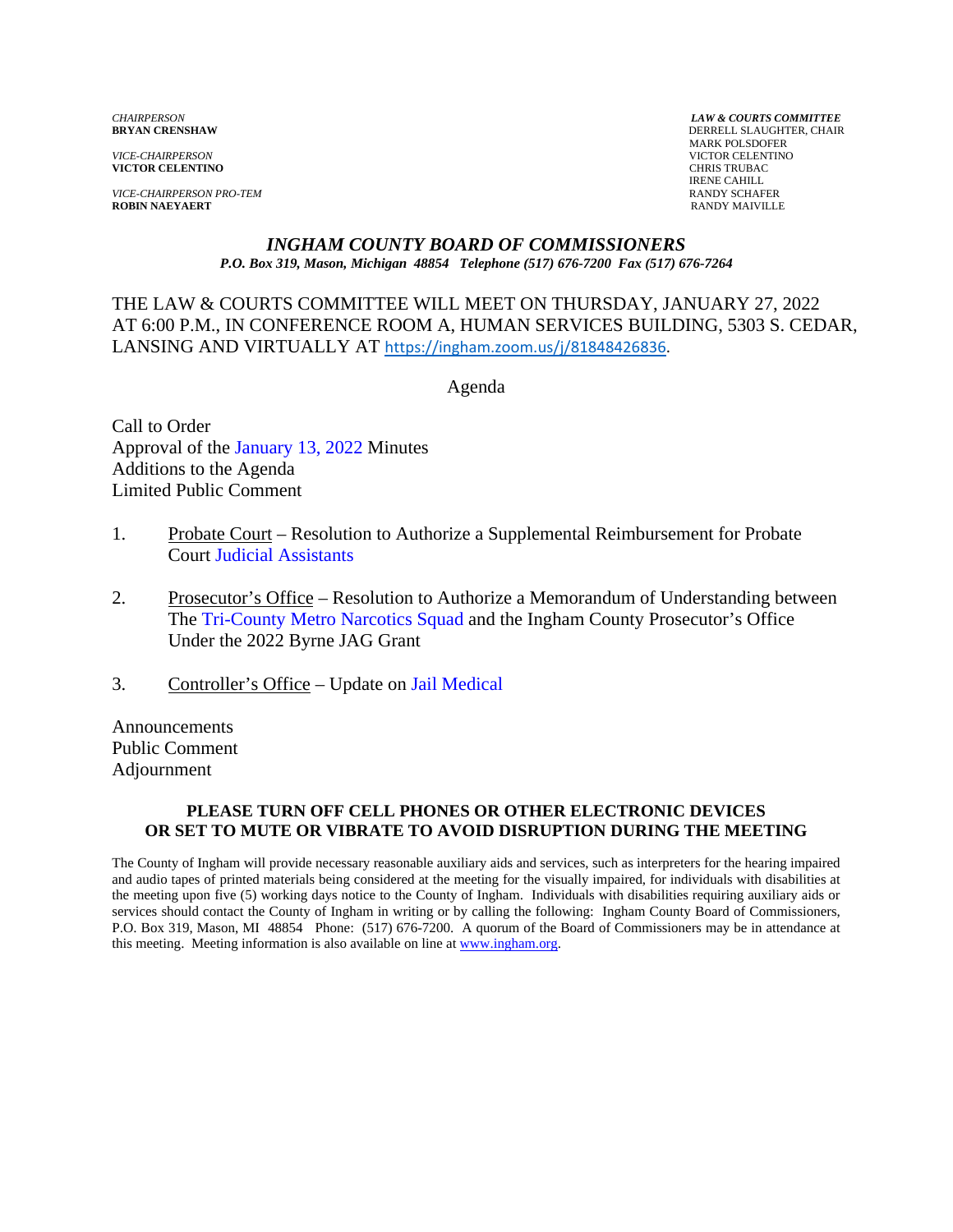*CHAIRPERSON*
**BRYAN CRENSHAW**

*VICE-CHAIRPERSON*
**VICTOR CELENTINO**

*VICE-CHAIRPERSON PRO-TEM*
**ROBIN NAEYAERT**

***LAW & COURTS COMMITTEE***
DERRELL SLAUGHTER, CHAIR
MARK POLSDOFER
VICTOR CELENTINO
CHRIS TRUBAC
IRENE CAHILL
RANDY SCHAFER
RANDY MAIVILLE

# *INGHAM COUNTY BOARD OF COMMISSIONERS*

***P.O. Box 319, Mason, Michigan 48854 Telephone (517) 676-7200 Fax (517) 676-7264***

THE LAW & COURTS COMMITTEE WILL MEET ON THURSDAY, JANUARY 27, 2022 AT 6:00 P.M., IN CONFERENCE ROOM A, HUMAN SERVICES BUILDING, 5303 S. CEDAR, LANSING AND VIRTUALLY AT https://ingham.zoom.us/j/81848426836.

## Agenda

Call to Order
Approval of the January 13, 2022 Minutes
Additions to the Agenda
Limited Public Comment

1. Probate Court – Resolution to Authorize a Supplemental Reimbursement for Probate Court Judicial Assistants

2. Prosecutor's Office – Resolution to Authorize a Memorandum of Understanding between The Tri-County Metro Narcotics Squad and the Ingham County Prosecutor's Office Under the 2022 Byrne JAG Grant

3. Controller's Office – Update on Jail Medical

Announcements
Public Comment
Adjournment

**PLEASE TURN OFF CELL PHONES OR OTHER ELECTRONIC DEVICES OR SET TO MUTE OR VIBRATE TO AVOID DISRUPTION DURING THE MEETING**

The County of Ingham will provide necessary reasonable auxiliary aids and services, such as interpreters for the hearing impaired and audio tapes of printed materials being considered at the meeting for the visually impaired, for individuals with disabilities at the meeting upon five (5) working days notice to the County of Ingham. Individuals with disabilities requiring auxiliary aids or services should contact the County of Ingham in writing or by calling the following: Ingham County Board of Commissioners, P.O. Box 319, Mason, MI 48854 Phone: (517) 676-7200. A quorum of the Board of Commissioners may be in attendance at this meeting. Meeting information is also available on line at www.ingham.org.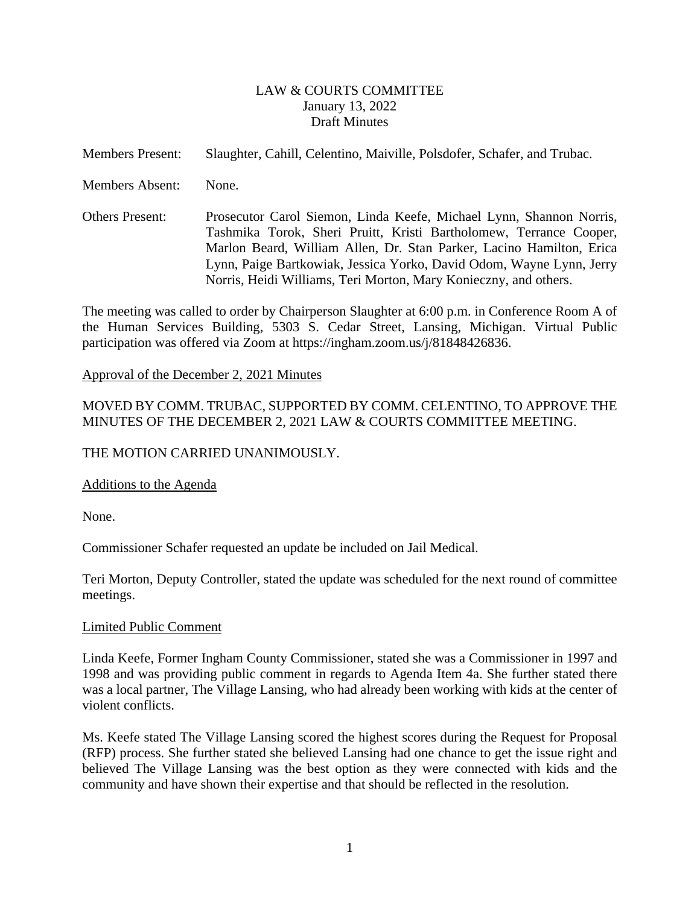# LAW & COURTS COMMITTEE
January 13, 2022
Draft Minutes

Members Present: Slaughter, Cahill, Celentino, Maiville, Polsdofer, Schafer, and Trubac.

Members Absent: None.

Others Present: Prosecutor Carol Siemon, Linda Keefe, Michael Lynn, Shannon Norris, Tashmika Torok, Sheri Pruitt, Kristi Bartholomew, Terrance Cooper, Marlon Beard, William Allen, Dr. Stan Parker, Lacino Hamilton, Erica Lynn, Paige Bartkowiak, Jessica Yorko, David Odom, Wayne Lynn, Jerry Norris, Heidi Williams, Teri Morton, Mary Konieczny, and others.

The meeting was called to order by Chairperson Slaughter at 6:00 p.m. in Conference Room A of the Human Services Building, 5303 S. Cedar Street, Lansing, Michigan. Virtual Public participation was offered via Zoom at https://ingham.zoom.us/j/81848426836.

Approval of the December 2, 2021 Minutes

MOVED BY COMM. TRUBAC, SUPPORTED BY COMM. CELENTINO, TO APPROVE THE MINUTES OF THE DECEMBER 2, 2021 LAW & COURTS COMMITTEE MEETING.

THE MOTION CARRIED UNANIMOUSLY.

Additions to the Agenda

None.

Commissioner Schafer requested an update be included on Jail Medical.

Teri Morton, Deputy Controller, stated the update was scheduled for the next round of committee meetings.

Limited Public Comment

Linda Keefe, Former Ingham County Commissioner, stated she was a Commissioner in 1997 and 1998 and was providing public comment in regards to Agenda Item 4a. She further stated there was a local partner, The Village Lansing, who had already been working with kids at the center of violent conflicts.

Ms. Keefe stated The Village Lansing scored the highest scores during the Request for Proposal (RFP) process. She further stated she believed Lansing had one chance to get the issue right and believed The Village Lansing was the best option as they were connected with kids and the community and have shown their expertise and that should be reflected in the resolution.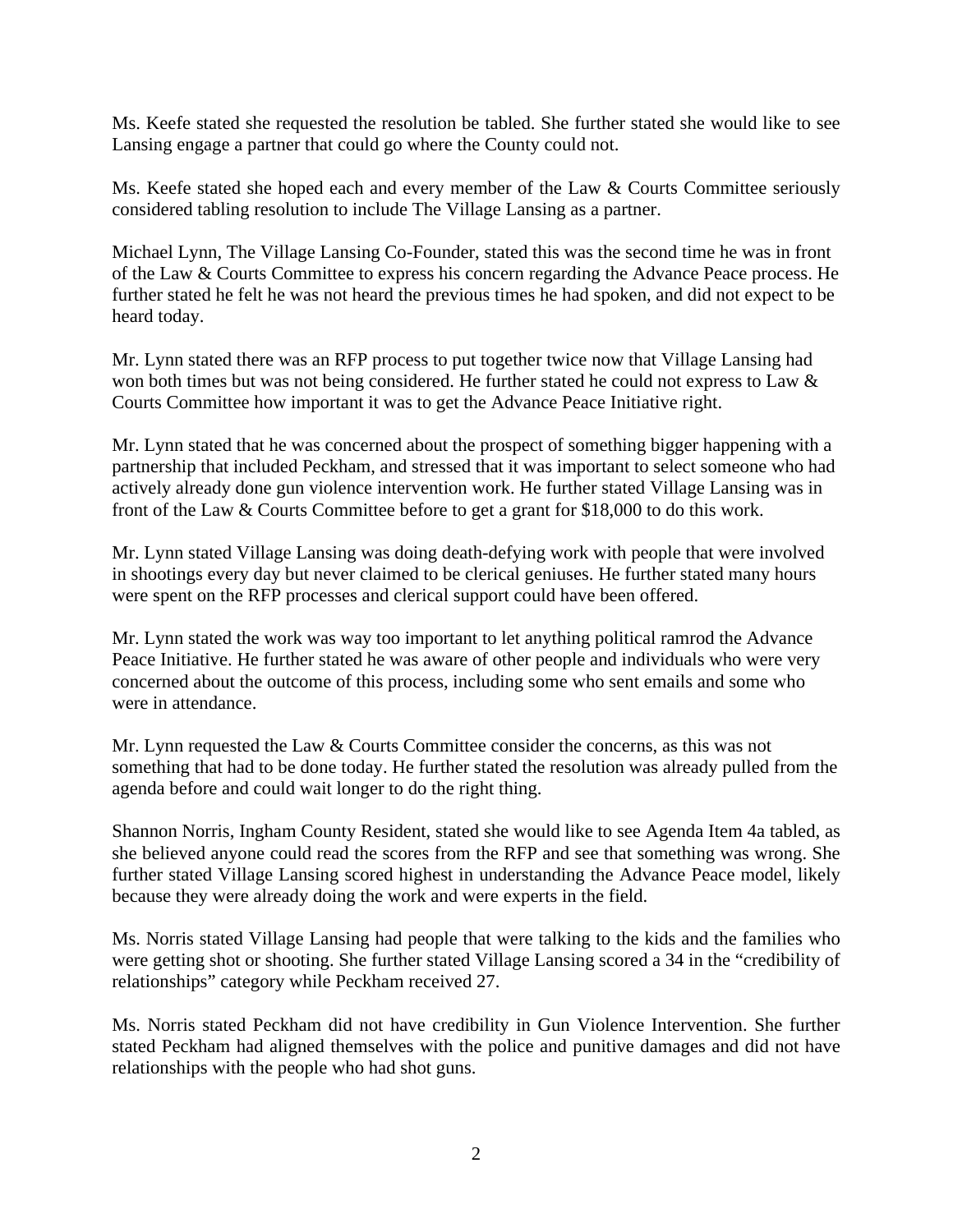Ms. Keefe stated she requested the resolution be tabled. She further stated she would like to see Lansing engage a partner that could go where the County could not.

Ms. Keefe stated she hoped each and every member of the Law & Courts Committee seriously considered tabling resolution to include The Village Lansing as a partner.

Michael Lynn, The Village Lansing Co-Founder, stated this was the second time he was in front of the Law & Courts Committee to express his concern regarding the Advance Peace process. He further stated he felt he was not heard the previous times he had spoken, and did not expect to be heard today.

Mr. Lynn stated there was an RFP process to put together twice now that Village Lansing had won both times but was not being considered. He further stated he could not express to Law & Courts Committee how important it was to get the Advance Peace Initiative right.

Mr. Lynn stated that he was concerned about the prospect of something bigger happening with a partnership that included Peckham, and stressed that it was important to select someone who had actively already done gun violence intervention work. He further stated Village Lansing was in front of the Law & Courts Committee before to get a grant for $18,000 to do this work.

Mr. Lynn stated Village Lansing was doing death-defying work with people that were involved in shootings every day but never claimed to be clerical geniuses. He further stated many hours were spent on the RFP processes and clerical support could have been offered.

Mr. Lynn stated the work was way too important to let anything political ramrod the Advance Peace Initiative. He further stated he was aware of other people and individuals who were very concerned about the outcome of this process, including some who sent emails and some who were in attendance.

Mr. Lynn requested the Law & Courts Committee consider the concerns, as this was not something that had to be done today. He further stated the resolution was already pulled from the agenda before and could wait longer to do the right thing.

Shannon Norris, Ingham County Resident, stated she would like to see Agenda Item 4a tabled, as she believed anyone could read the scores from the RFP and see that something was wrong. She further stated Village Lansing scored highest in understanding the Advance Peace model, likely because they were already doing the work and were experts in the field.

Ms. Norris stated Village Lansing had people that were talking to the kids and the families who were getting shot or shooting. She further stated Village Lansing scored a 34 in the "credibility of relationships" category while Peckham received 27.

Ms. Norris stated Peckham did not have credibility in Gun Violence Intervention. She further stated Peckham had aligned themselves with the police and punitive damages and did not have relationships with the people who had shot guns.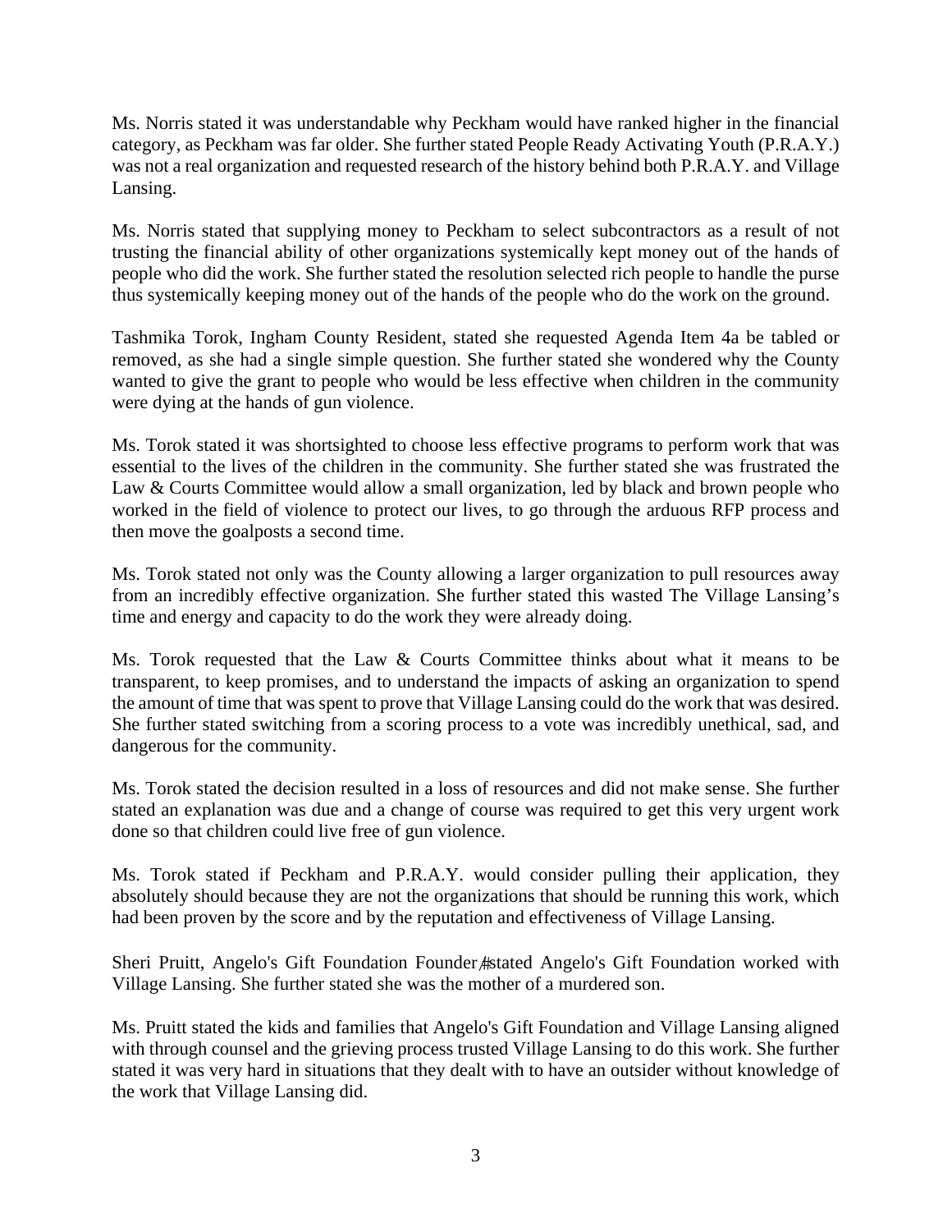Ms. Norris stated it was understandable why Peckham would have ranked higher in the financial category, as Peckham was far older. She further stated People Ready Activating Youth (P.R.A.Y.) was not a real organization and requested research of the history behind both P.R.A.Y. and Village Lansing.

Ms. Norris stated that supplying money to Peckham to select subcontractors as a result of not trusting the financial ability of other organizations systemically kept money out of the hands of people who did the work. She further stated the resolution selected rich people to handle the purse thus systemically keeping money out of the hands of the people who do the work on the ground.

Tashmika Torok, Ingham County Resident, stated she requested Agenda Item 4a be tabled or removed, as she had a single simple question. She further stated she wondered why the County wanted to give the grant to people who would be less effective when children in the community were dying at the hands of gun violence.

Ms. Torok stated it was shortsighted to choose less effective programs to perform work that was essential to the lives of the children in the community. She further stated she was frustrated the Law & Courts Committee would allow a small organization, led by black and brown people who worked in the field of violence to protect our lives, to go through the arduous RFP process and then move the goalposts a second time.

Ms. Torok stated not only was the County allowing a larger organization to pull resources away from an incredibly effective organization. She further stated this wasted The Village Lansing's time and energy and capacity to do the work they were already doing.

Ms. Torok requested that the Law & Courts Committee thinks about what it means to be transparent, to keep promises, and to understand the impacts of asking an organization to spend the amount of time that was spent to prove that Village Lansing could do the work that was desired. She further stated switching from a scoring process to a vote was incredibly unethical, sad, and dangerous for the community.

Ms. Torok stated the decision resulted in a loss of resources and did not make sense. She further stated an explanation was due and a change of course was required to get this very urgent work done so that children could live free of gun violence.

Ms. Torok stated if Peckham and P.R.A.Y. would consider pulling their application, they absolutely should because they are not the organizations that should be running this work, which had been proven by the score and by the reputation and effectiveness of Village Lansing.

Sheri Pruitt, Angelo's Gift Foundation Founder, stated Angelo's Gift Foundation worked with Village Lansing. She further stated she was the mother of a murdered son.

Ms. Pruitt stated the kids and families that Angelo's Gift Foundation and Village Lansing aligned with through counsel and the grieving process trusted Village Lansing to do this work. She further stated it was very hard in situations that they dealt with to have an outsider without knowledge of the work that Village Lansing did.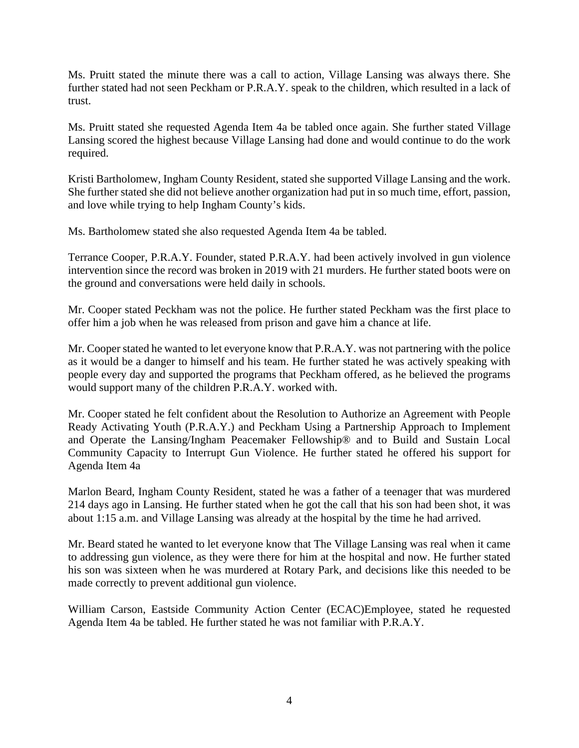Ms. Pruitt stated the minute there was a call to action, Village Lansing was always there. She further stated had not seen Peckham or P.R.A.Y. speak to the children, which resulted in a lack of trust.

Ms. Pruitt stated she requested Agenda Item 4a be tabled once again. She further stated Village Lansing scored the highest because Village Lansing had done and would continue to do the work required.

Kristi Bartholomew, Ingham County Resident, stated she supported Village Lansing and the work. She further stated she did not believe another organization had put in so much time, effort, passion, and love while trying to help Ingham County's kids.

Ms. Bartholomew stated she also requested Agenda Item 4a be tabled.

Terrance Cooper, P.R.A.Y. Founder, stated P.R.A.Y. had been actively involved in gun violence intervention since the record was broken in 2019 with 21 murders. He further stated boots were on the ground and conversations were held daily in schools.

Mr. Cooper stated Peckham was not the police. He further stated Peckham was the first place to offer him a job when he was released from prison and gave him a chance at life.

Mr. Cooper stated he wanted to let everyone know that P.R.A.Y. was not partnering with the police as it would be a danger to himself and his team. He further stated he was actively speaking with people every day and supported the programs that Peckham offered, as he believed the programs would support many of the children P.R.A.Y. worked with.

Mr. Cooper stated he felt confident about the Resolution to Authorize an Agreement with People Ready Activating Youth (P.R.A.Y.) and Peckham Using a Partnership Approach to Implement and Operate the Lansing/Ingham Peacemaker Fellowship® and to Build and Sustain Local Community Capacity to Interrupt Gun Violence. He further stated he offered his support for Agenda Item 4a

Marlon Beard, Ingham County Resident, stated he was a father of a teenager that was murdered 214 days ago in Lansing. He further stated when he got the call that his son had been shot, it was about 1:15 a.m. and Village Lansing was already at the hospital by the time he had arrived.

Mr. Beard stated he wanted to let everyone know that The Village Lansing was real when it came to addressing gun violence, as they were there for him at the hospital and now. He further stated his son was sixteen when he was murdered at Rotary Park, and decisions like this needed to be made correctly to prevent additional gun violence.

William Carson, Eastside Community Action Center (ECAC)Employee, stated he requested Agenda Item 4a be tabled. He further stated he was not familiar with P.R.A.Y.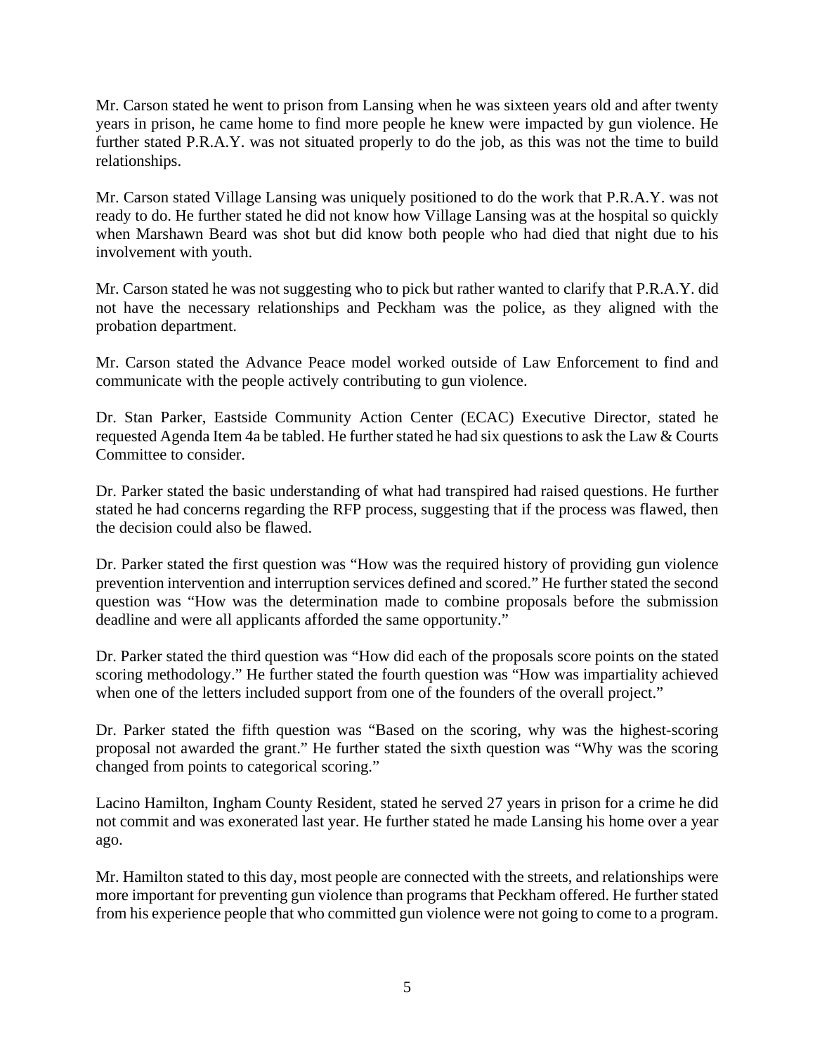Mr. Carson stated he went to prison from Lansing when he was sixteen years old and after twenty years in prison, he came home to find more people he knew were impacted by gun violence. He further stated P.R.A.Y. was not situated properly to do the job, as this was not the time to build relationships.

Mr. Carson stated Village Lansing was uniquely positioned to do the work that P.R.A.Y. was not ready to do. He further stated he did not know how Village Lansing was at the hospital so quickly when Marshawn Beard was shot but did know both people who had died that night due to his involvement with youth.

Mr. Carson stated he was not suggesting who to pick but rather wanted to clarify that P.R.A.Y. did not have the necessary relationships and Peckham was the police, as they aligned with the probation department.

Mr. Carson stated the Advance Peace model worked outside of Law Enforcement to find and communicate with the people actively contributing to gun violence.

Dr. Stan Parker, Eastside Community Action Center (ECAC) Executive Director, stated he requested Agenda Item 4a be tabled. He further stated he had six questions to ask the Law & Courts Committee to consider.

Dr. Parker stated the basic understanding of what had transpired had raised questions. He further stated he had concerns regarding the RFP process, suggesting that if the process was flawed, then the decision could also be flawed.

Dr. Parker stated the first question was "How was the required history of providing gun violence prevention intervention and interruption services defined and scored." He further stated the second question was "How was the determination made to combine proposals before the submission deadline and were all applicants afforded the same opportunity."

Dr. Parker stated the third question was "How did each of the proposals score points on the stated scoring methodology." He further stated the fourth question was "How was impartiality achieved when one of the letters included support from one of the founders of the overall project."

Dr. Parker stated the fifth question was "Based on the scoring, why was the highest-scoring proposal not awarded the grant." He further stated the sixth question was "Why was the scoring changed from points to categorical scoring."

Lacino Hamilton, Ingham County Resident, stated he served 27 years in prison for a crime he did not commit and was exonerated last year. He further stated he made Lansing his home over a year ago.

Mr. Hamilton stated to this day, most people are connected with the streets, and relationships were more important for preventing gun violence than programs that Peckham offered. He further stated from his experience people that who committed gun violence were not going to come to a program.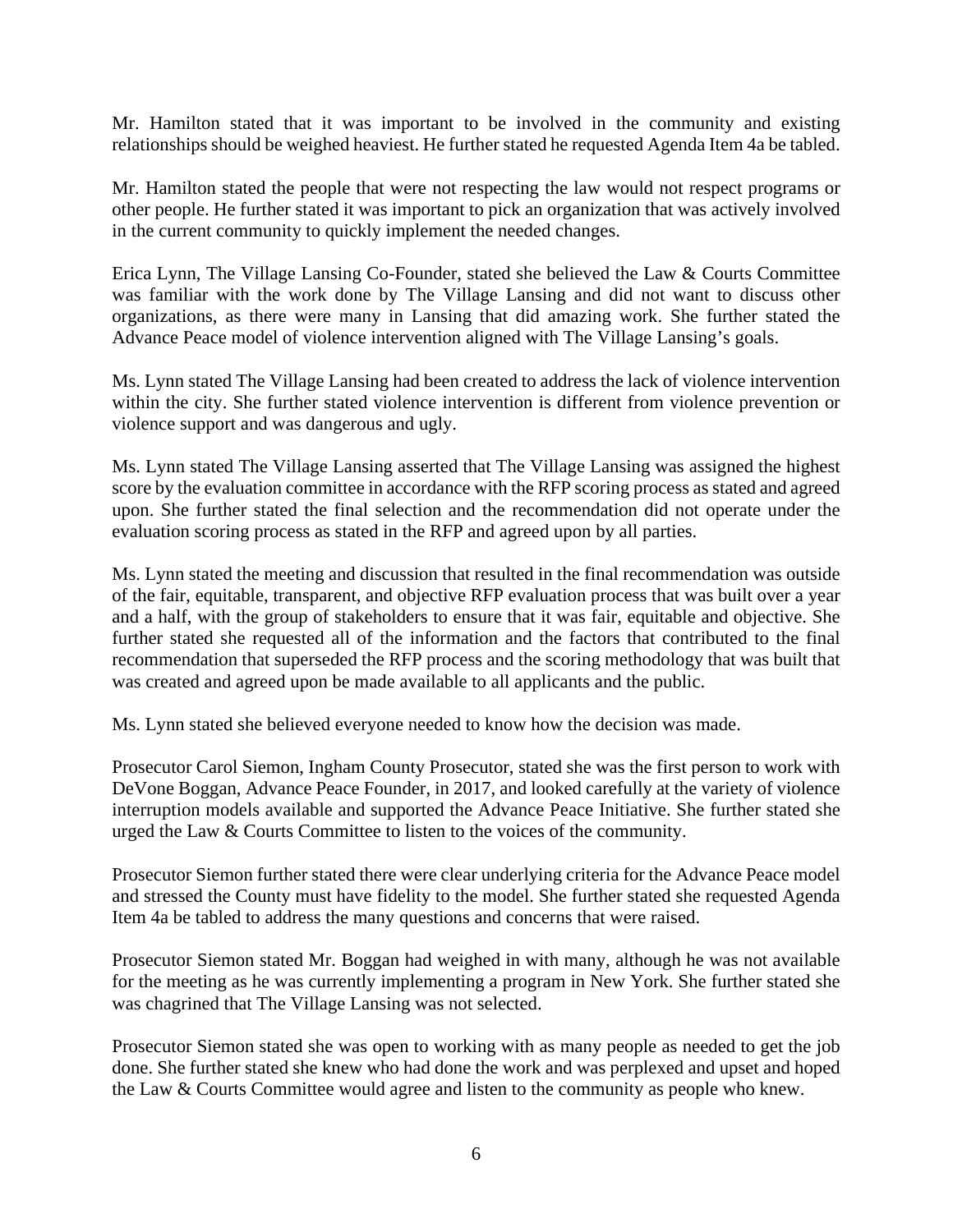Mr. Hamilton stated that it was important to be involved in the community and existing relationships should be weighed heaviest. He further stated he requested Agenda Item 4a be tabled.

Mr. Hamilton stated the people that were not respecting the law would not respect programs or other people. He further stated it was important to pick an organization that was actively involved in the current community to quickly implement the needed changes.

Erica Lynn, The Village Lansing Co-Founder, stated she believed the Law & Courts Committee was familiar with the work done by The Village Lansing and did not want to discuss other organizations, as there were many in Lansing that did amazing work. She further stated the Advance Peace model of violence intervention aligned with The Village Lansing's goals.

Ms. Lynn stated The Village Lansing had been created to address the lack of violence intervention within the city. She further stated violence intervention is different from violence prevention or violence support and was dangerous and ugly.

Ms. Lynn stated The Village Lansing asserted that The Village Lansing was assigned the highest score by the evaluation committee in accordance with the RFP scoring process as stated and agreed upon. She further stated the final selection and the recommendation did not operate under the evaluation scoring process as stated in the RFP and agreed upon by all parties.

Ms. Lynn stated the meeting and discussion that resulted in the final recommendation was outside of the fair, equitable, transparent, and objective RFP evaluation process that was built over a year and a half, with the group of stakeholders to ensure that it was fair, equitable and objective. She further stated she requested all of the information and the factors that contributed to the final recommendation that superseded the RFP process and the scoring methodology that was built that was created and agreed upon be made available to all applicants and the public.

Ms. Lynn stated she believed everyone needed to know how the decision was made.

Prosecutor Carol Siemon, Ingham County Prosecutor, stated she was the first person to work with DeVone Boggan, Advance Peace Founder, in 2017, and looked carefully at the variety of violence interruption models available and supported the Advance Peace Initiative. She further stated she urged the Law & Courts Committee to listen to the voices of the community.

Prosecutor Siemon further stated there were clear underlying criteria for the Advance Peace model and stressed the County must have fidelity to the model. She further stated she requested Agenda Item 4a be tabled to address the many questions and concerns that were raised.

Prosecutor Siemon stated Mr. Boggan had weighed in with many, although he was not available for the meeting as he was currently implementing a program in New York. She further stated she was chagrined that The Village Lansing was not selected.

Prosecutor Siemon stated she was open to working with as many people as needed to get the job done. She further stated she knew who had done the work and was perplexed and upset and hoped the Law & Courts Committee would agree and listen to the community as people who knew.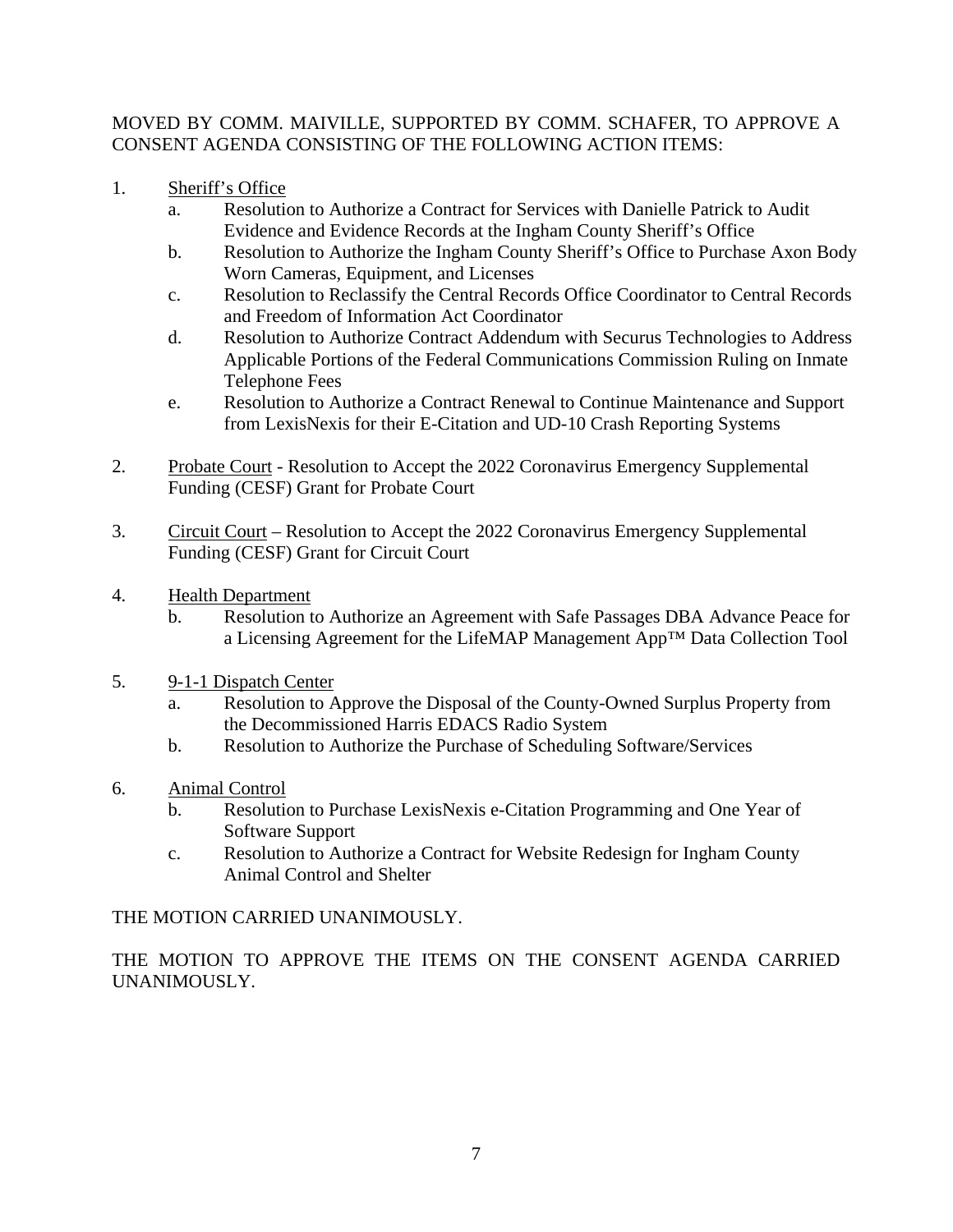MOVED BY COMM. MAIVILLE, SUPPORTED BY COMM. SCHAFER, TO APPROVE A CONSENT AGENDA CONSISTING OF THE FOLLOWING ACTION ITEMS:

1. Sheriff's Office
   a. Resolution to Authorize a Contract for Services with Danielle Patrick to Audit Evidence and Evidence Records at the Ingham County Sheriff's Office
   b. Resolution to Authorize the Ingham County Sheriff's Office to Purchase Axon Body Worn Cameras, Equipment, and Licenses
   c. Resolution to Reclassify the Central Records Office Coordinator to Central Records and Freedom of Information Act Coordinator
   d. Resolution to Authorize Contract Addendum with Securus Technologies to Address Applicable Portions of the Federal Communications Commission Ruling on Inmate Telephone Fees
   e. Resolution to Authorize a Contract Renewal to Continue Maintenance and Support from LexisNexis for their E-Citation and UD-10 Crash Reporting Systems

2. Probate Court - Resolution to Accept the 2022 Coronavirus Emergency Supplemental Funding (CESF) Grant for Probate Court

3. Circuit Court – Resolution to Accept the 2022 Coronavirus Emergency Supplemental Funding (CESF) Grant for Circuit Court

4. Health Department
   b. Resolution to Authorize an Agreement with Safe Passages DBA Advance Peace for a Licensing Agreement for the LifeMAP Management App™ Data Collection Tool

5. 9-1-1 Dispatch Center
   a. Resolution to Approve the Disposal of the County-Owned Surplus Property from the Decommissioned Harris EDACS Radio System
   b. Resolution to Authorize the Purchase of Scheduling Software/Services

6. Animal Control
   b. Resolution to Purchase LexisNexis e-Citation Programming and One Year of Software Support
   c. Resolution to Authorize a Contract for Website Redesign for Ingham County Animal Control and Shelter

THE MOTION CARRIED UNANIMOUSLY.

THE MOTION TO APPROVE THE ITEMS ON THE CONSENT AGENDA CARRIED UNANIMOUSLY.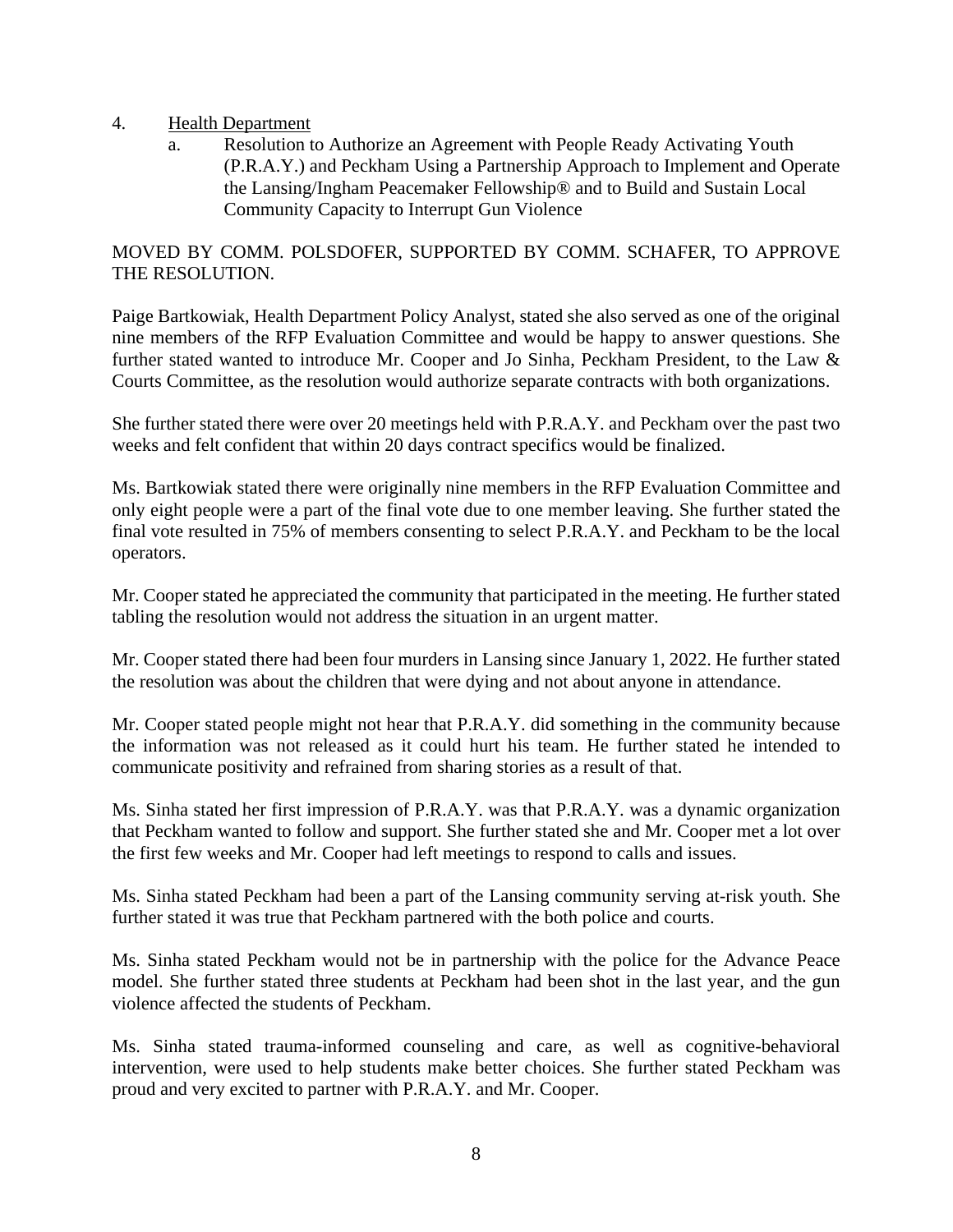4. Health Department

   a. Resolution to Authorize an Agreement with People Ready Activating Youth (P.R.A.Y.) and Peckham Using a Partnership Approach to Implement and Operate the Lansing/Ingham Peacemaker Fellowship® and to Build and Sustain Local Community Capacity to Interrupt Gun Violence

MOVED BY COMM. POLSDOFER, SUPPORTED BY COMM. SCHAFER, TO APPROVE THE RESOLUTION.

Paige Bartkowiak, Health Department Policy Analyst, stated she also served as one of the original nine members of the RFP Evaluation Committee and would be happy to answer questions. She further stated wanted to introduce Mr. Cooper and Jo Sinha, Peckham President, to the Law & Courts Committee, as the resolution would authorize separate contracts with both organizations.

She further stated there were over 20 meetings held with P.R.A.Y. and Peckham over the past two weeks and felt confident that within 20 days contract specifics would be finalized.

Ms. Bartkowiak stated there were originally nine members in the RFP Evaluation Committee and only eight people were a part of the final vote due to one member leaving. She further stated the final vote resulted in 75% of members consenting to select P.R.A.Y. and Peckham to be the local operators.

Mr. Cooper stated he appreciated the community that participated in the meeting. He further stated tabling the resolution would not address the situation in an urgent matter.

Mr. Cooper stated there had been four murders in Lansing since January 1, 2022. He further stated the resolution was about the children that were dying and not about anyone in attendance.

Mr. Cooper stated people might not hear that P.R.A.Y. did something in the community because the information was not released as it could hurt his team. He further stated he intended to communicate positivity and refrained from sharing stories as a result of that.

Ms. Sinha stated her first impression of P.R.A.Y. was that P.R.A.Y. was a dynamic organization that Peckham wanted to follow and support. She further stated she and Mr. Cooper met a lot over the first few weeks and Mr. Cooper had left meetings to respond to calls and issues.

Ms. Sinha stated Peckham had been a part of the Lansing community serving at-risk youth. She further stated it was true that Peckham partnered with the both police and courts.

Ms. Sinha stated Peckham would not be in partnership with the police for the Advance Peace model. She further stated three students at Peckham had been shot in the last year, and the gun violence affected the students of Peckham.

Ms. Sinha stated trauma-informed counseling and care, as well as cognitive-behavioral intervention, were used to help students make better choices. She further stated Peckham was proud and very excited to partner with P.R.A.Y. and Mr. Cooper.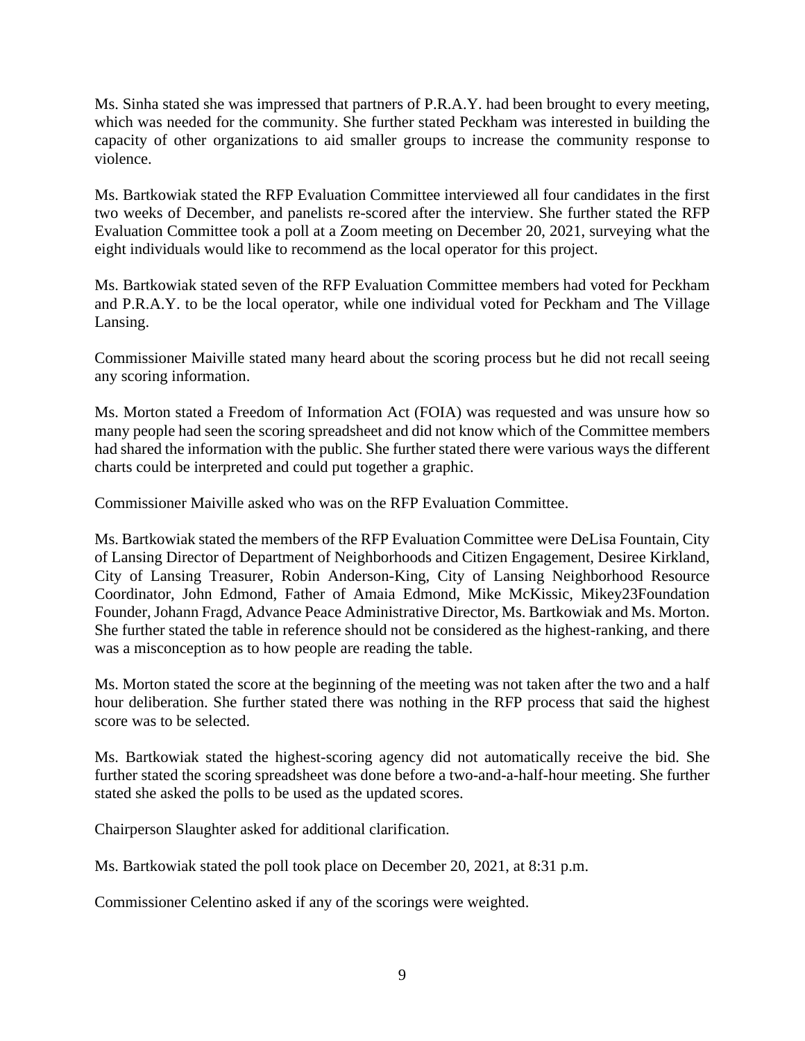Ms. Sinha stated she was impressed that partners of P.R.A.Y. had been brought to every meeting, which was needed for the community. She further stated Peckham was interested in building the capacity of other organizations to aid smaller groups to increase the community response to violence.

Ms. Bartkowiak stated the RFP Evaluation Committee interviewed all four candidates in the first two weeks of December, and panelists re-scored after the interview. She further stated the RFP Evaluation Committee took a poll at a Zoom meeting on December 20, 2021, surveying what the eight individuals would like to recommend as the local operator for this project.

Ms. Bartkowiak stated seven of the RFP Evaluation Committee members had voted for Peckham and P.R.A.Y. to be the local operator, while one individual voted for Peckham and The Village Lansing.

Commissioner Maiville stated many heard about the scoring process but he did not recall seeing any scoring information.

Ms. Morton stated a Freedom of Information Act (FOIA) was requested and was unsure how so many people had seen the scoring spreadsheet and did not know which of the Committee members had shared the information with the public. She further stated there were various ways the different charts could be interpreted and could put together a graphic.

Commissioner Maiville asked who was on the RFP Evaluation Committee.

Ms. Bartkowiak stated the members of the RFP Evaluation Committee were DeLisa Fountain, City of Lansing Director of Department of Neighborhoods and Citizen Engagement, Desiree Kirkland, City of Lansing Treasurer, Robin Anderson-King, City of Lansing Neighborhood Resource Coordinator, John Edmond, Father of Amaia Edmond, Mike McKissic, Mikey23Foundation Founder, Johann Fragd, Advance Peace Administrative Director, Ms. Bartkowiak and Ms. Morton. She further stated the table in reference should not be considered as the highest-ranking, and there was a misconception as to how people are reading the table.

Ms. Morton stated the score at the beginning of the meeting was not taken after the two and a half hour deliberation. She further stated there was nothing in the RFP process that said the highest score was to be selected.

Ms. Bartkowiak stated the highest-scoring agency did not automatically receive the bid. She further stated the scoring spreadsheet was done before a two-and-a-half-hour meeting. She further stated she asked the polls to be used as the updated scores.

Chairperson Slaughter asked for additional clarification.

Ms. Bartkowiak stated the poll took place on December 20, 2021, at 8:31 p.m.

Commissioner Celentino asked if any of the scorings were weighted.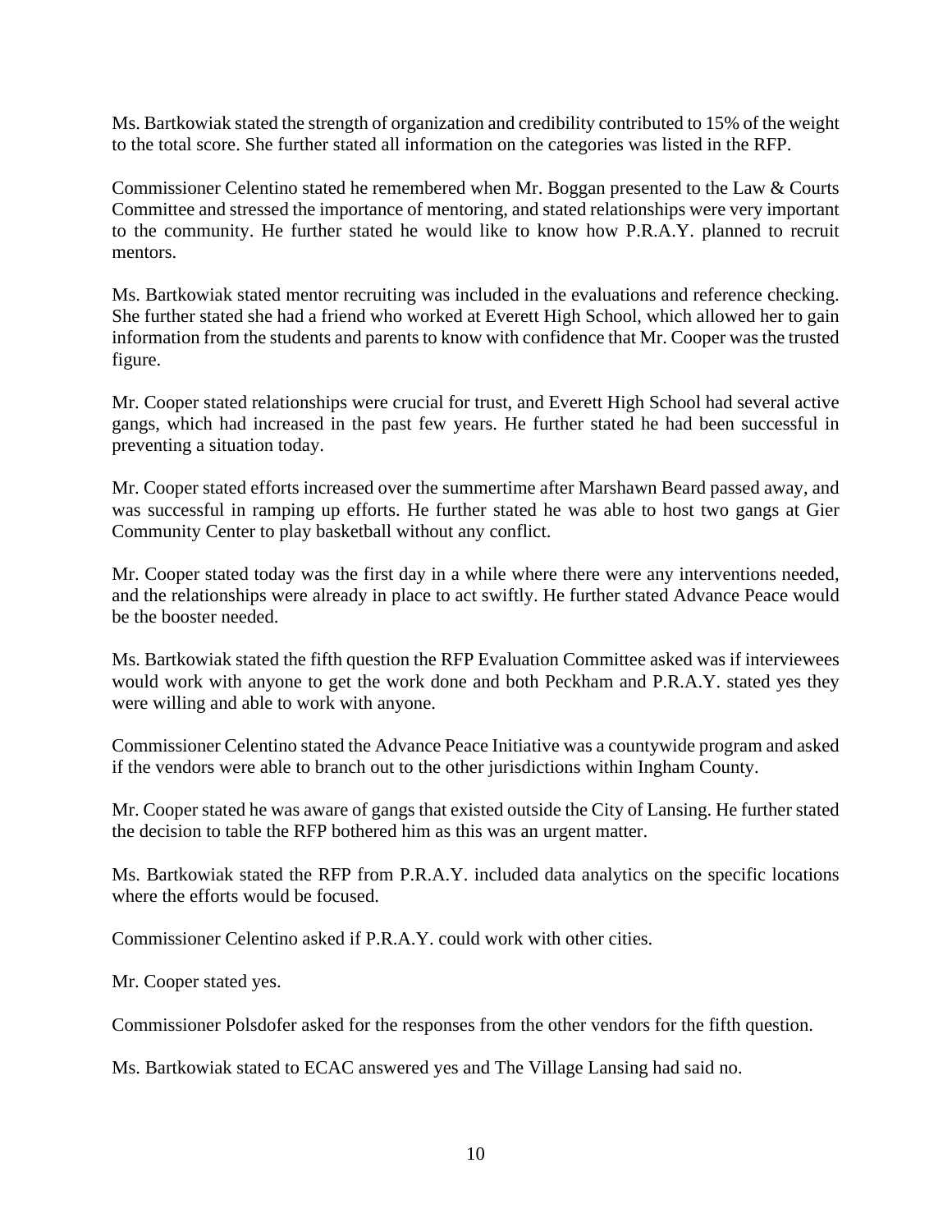Ms. Bartkowiak stated the strength of organization and credibility contributed to 15% of the weight to the total score. She further stated all information on the categories was listed in the RFP.

Commissioner Celentino stated he remembered when Mr. Boggan presented to the Law & Courts Committee and stressed the importance of mentoring, and stated relationships were very important to the community. He further stated he would like to know how P.R.A.Y. planned to recruit mentors.

Ms. Bartkowiak stated mentor recruiting was included in the evaluations and reference checking. She further stated she had a friend who worked at Everett High School, which allowed her to gain information from the students and parents to know with confidence that Mr. Cooper was the trusted figure.

Mr. Cooper stated relationships were crucial for trust, and Everett High School had several active gangs, which had increased in the past few years. He further stated he had been successful in preventing a situation today.

Mr. Cooper stated efforts increased over the summertime after Marshawn Beard passed away, and was successful in ramping up efforts. He further stated he was able to host two gangs at Gier Community Center to play basketball without any conflict.

Mr. Cooper stated today was the first day in a while where there were any interventions needed, and the relationships were already in place to act swiftly. He further stated Advance Peace would be the booster needed.

Ms. Bartkowiak stated the fifth question the RFP Evaluation Committee asked was if interviewees would work with anyone to get the work done and both Peckham and P.R.A.Y. stated yes they were willing and able to work with anyone.

Commissioner Celentino stated the Advance Peace Initiative was a countywide program and asked if the vendors were able to branch out to the other jurisdictions within Ingham County.

Mr. Cooper stated he was aware of gangs that existed outside the City of Lansing. He further stated the decision to table the RFP bothered him as this was an urgent matter.

Ms. Bartkowiak stated the RFP from P.R.A.Y. included data analytics on the specific locations where the efforts would be focused.

Commissioner Celentino asked if P.R.A.Y. could work with other cities.

Mr. Cooper stated yes.

Commissioner Polsdofer asked for the responses from the other vendors for the fifth question.

Ms. Bartkowiak stated to ECAC answered yes and The Village Lansing had said no.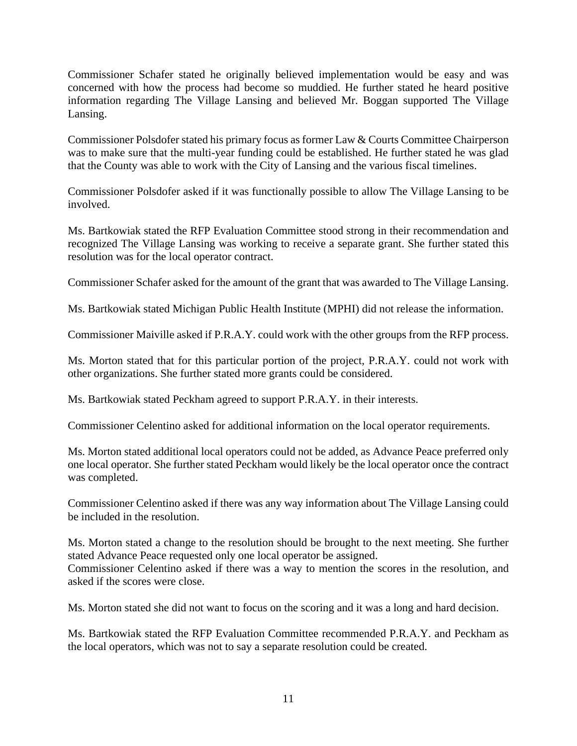Commissioner Schafer stated he originally believed implementation would be easy and was concerned with how the process had become so muddied. He further stated he heard positive information regarding The Village Lansing and believed Mr. Boggan supported The Village Lansing.

Commissioner Polsdofer stated his primary focus as former Law & Courts Committee Chairperson was to make sure that the multi-year funding could be established. He further stated he was glad that the County was able to work with the City of Lansing and the various fiscal timelines.

Commissioner Polsdofer asked if it was functionally possible to allow The Village Lansing to be involved.

Ms. Bartkowiak stated the RFP Evaluation Committee stood strong in their recommendation and recognized The Village Lansing was working to receive a separate grant. She further stated this resolution was for the local operator contract.

Commissioner Schafer asked for the amount of the grant that was awarded to The Village Lansing.

Ms. Bartkowiak stated Michigan Public Health Institute (MPHI) did not release the information.

Commissioner Maiville asked if P.R.A.Y. could work with the other groups from the RFP process.

Ms. Morton stated that for this particular portion of the project, P.R.A.Y. could not work with other organizations. She further stated more grants could be considered.

Ms. Bartkowiak stated Peckham agreed to support P.R.A.Y. in their interests.

Commissioner Celentino asked for additional information on the local operator requirements.

Ms. Morton stated additional local operators could not be added, as Advance Peace preferred only one local operator. She further stated Peckham would likely be the local operator once the contract was completed.

Commissioner Celentino asked if there was any way information about The Village Lansing could be included in the resolution.

Ms. Morton stated a change to the resolution should be brought to the next meeting. She further stated Advance Peace requested only one local operator be assigned.
Commissioner Celentino asked if there was a way to mention the scores in the resolution, and asked if the scores were close.

Ms. Morton stated she did not want to focus on the scoring and it was a long and hard decision.

Ms. Bartkowiak stated the RFP Evaluation Committee recommended P.R.A.Y. and Peckham as the local operators, which was not to say a separate resolution could be created.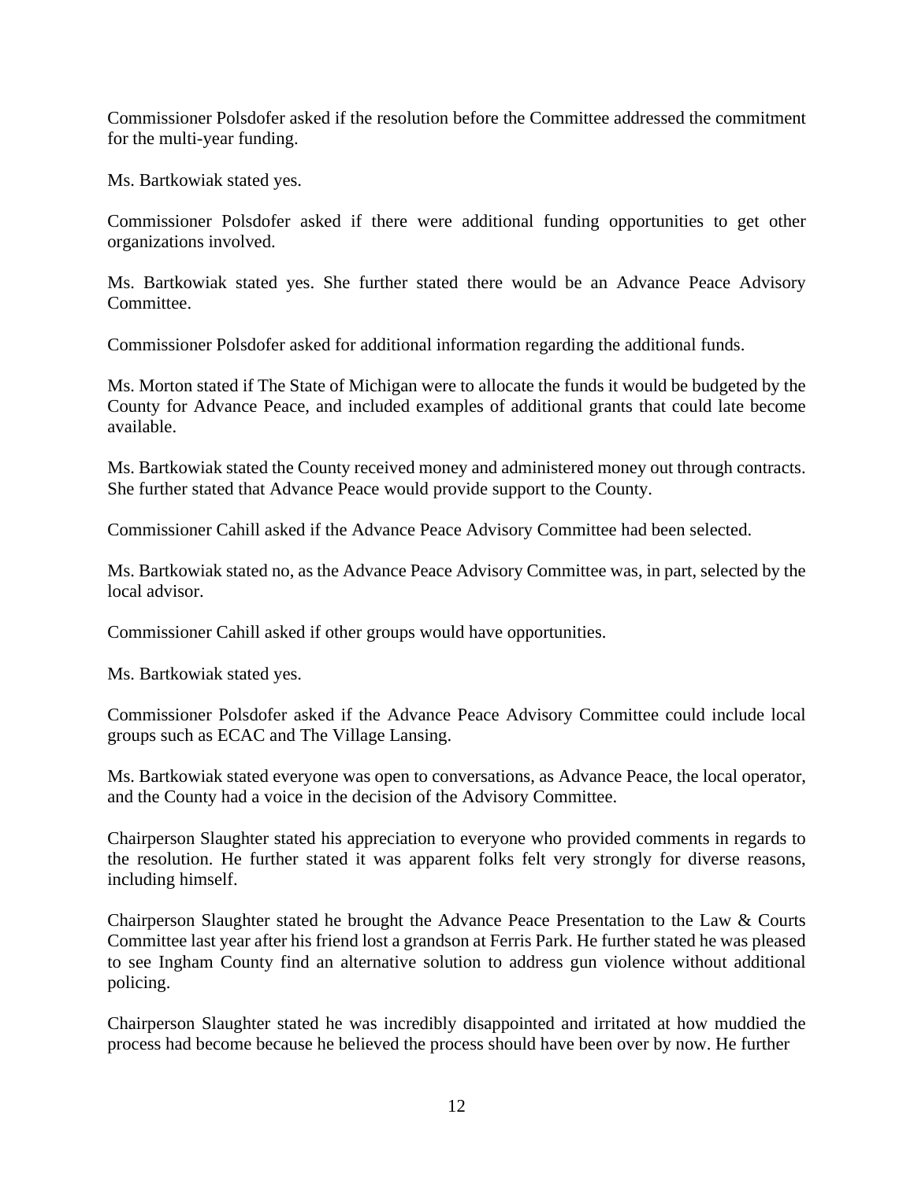Commissioner Polsdofer asked if the resolution before the Committee addressed the commitment for the multi-year funding.

Ms. Bartkowiak stated yes.

Commissioner Polsdofer asked if there were additional funding opportunities to get other organizations involved.

Ms. Bartkowiak stated yes. She further stated there would be an Advance Peace Advisory Committee.

Commissioner Polsdofer asked for additional information regarding the additional funds.

Ms. Morton stated if The State of Michigan were to allocate the funds it would be budgeted by the County for Advance Peace, and included examples of additional grants that could late become available.

Ms. Bartkowiak stated the County received money and administered money out through contracts. She further stated that Advance Peace would provide support to the County.

Commissioner Cahill asked if the Advance Peace Advisory Committee had been selected.

Ms. Bartkowiak stated no, as the Advance Peace Advisory Committee was, in part, selected by the local advisor.

Commissioner Cahill asked if other groups would have opportunities.

Ms. Bartkowiak stated yes.

Commissioner Polsdofer asked if the Advance Peace Advisory Committee could include local groups such as ECAC and The Village Lansing.

Ms. Bartkowiak stated everyone was open to conversations, as Advance Peace, the local operator, and the County had a voice in the decision of the Advisory Committee.

Chairperson Slaughter stated his appreciation to everyone who provided comments in regards to the resolution. He further stated it was apparent folks felt very strongly for diverse reasons, including himself.

Chairperson Slaughter stated he brought the Advance Peace Presentation to the Law & Courts Committee last year after his friend lost a grandson at Ferris Park. He further stated he was pleased to see Ingham County find an alternative solution to address gun violence without additional policing.

Chairperson Slaughter stated he was incredibly disappointed and irritated at how muddied the process had become because he believed the process should have been over by now. He further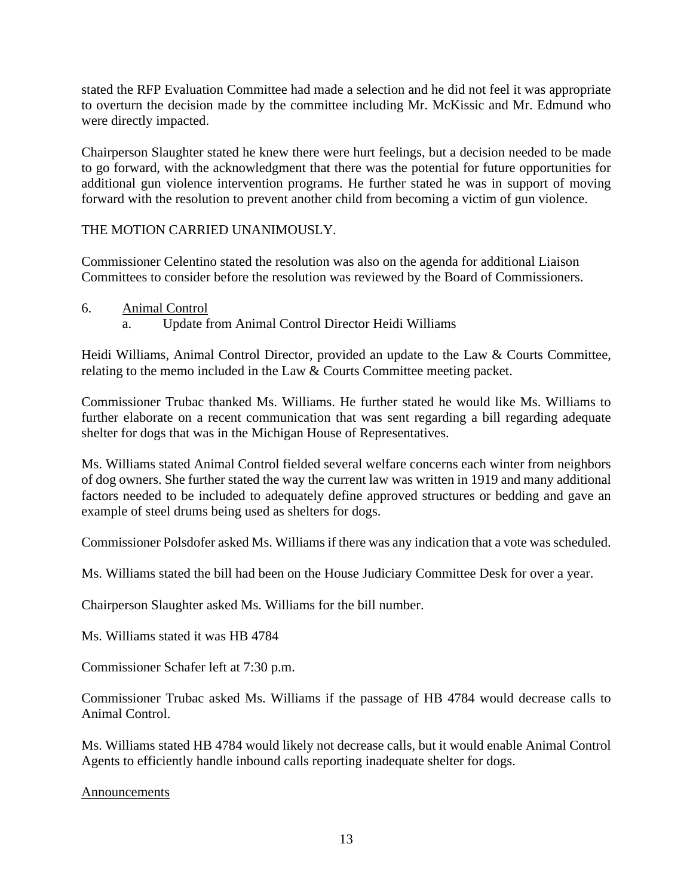stated the RFP Evaluation Committee had made a selection and he did not feel it was appropriate to overturn the decision made by the committee including Mr. McKissic and Mr. Edmund who were directly impacted.

Chairperson Slaughter stated he knew there were hurt feelings, but a decision needed to be made to go forward, with the acknowledgment that there was the potential for future opportunities for additional gun violence intervention programs. He further stated he was in support of moving forward with the resolution to prevent another child from becoming a victim of gun violence.

THE MOTION CARRIED UNANIMOUSLY.

Commissioner Celentino stated the resolution was also on the agenda for additional Liaison Committees to consider before the resolution was reviewed by the Board of Commissioners.

6. <u>Animal Control</u>
   a. Update from Animal Control Director Heidi Williams

Heidi Williams, Animal Control Director, provided an update to the Law & Courts Committee, relating to the memo included in the Law & Courts Committee meeting packet.

Commissioner Trubac thanked Ms. Williams. He further stated he would like Ms. Williams to further elaborate on a recent communication that was sent regarding a bill regarding adequate shelter for dogs that was in the Michigan House of Representatives.

Ms. Williams stated Animal Control fielded several welfare concerns each winter from neighbors of dog owners. She further stated the way the current law was written in 1919 and many additional factors needed to be included to adequately define approved structures or bedding and gave an example of steel drums being used as shelters for dogs.

Commissioner Polsdofer asked Ms. Williams if there was any indication that a vote was scheduled.

Ms. Williams stated the bill had been on the House Judiciary Committee Desk for over a year.

Chairperson Slaughter asked Ms. Williams for the bill number.

Ms. Williams stated it was HB 4784

Commissioner Schafer left at 7:30 p.m.

Commissioner Trubac asked Ms. Williams if the passage of HB 4784 would decrease calls to Animal Control.

Ms. Williams stated HB 4784 would likely not decrease calls, but it would enable Animal Control Agents to efficiently handle inbound calls reporting inadequate shelter for dogs.

<u>Announcements</u>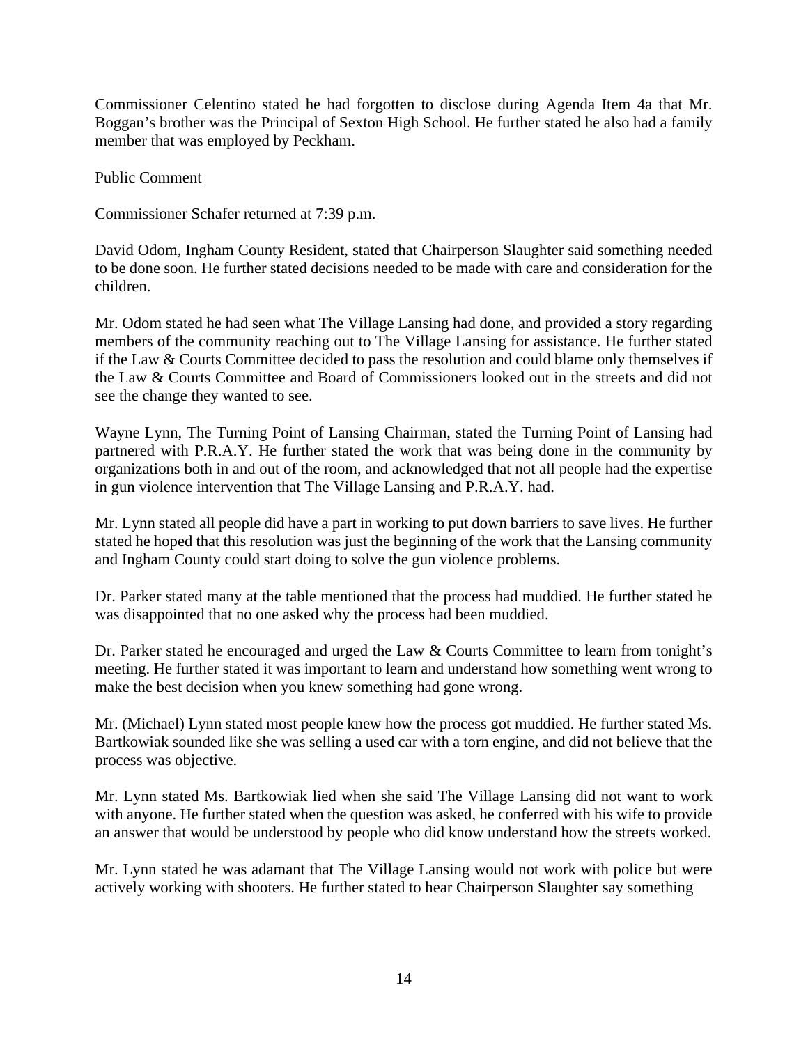Commissioner Celentino stated he had forgotten to disclose during Agenda Item 4a that Mr. Boggan's brother was the Principal of Sexton High School. He further stated he also had a family member that was employed by Peckham.

<u>Public Comment</u>

Commissioner Schafer returned at 7:39 p.m.

David Odom, Ingham County Resident, stated that Chairperson Slaughter said something needed to be done soon. He further stated decisions needed to be made with care and consideration for the children.

Mr. Odom stated he had seen what The Village Lansing had done, and provided a story regarding members of the community reaching out to The Village Lansing for assistance. He further stated if the Law & Courts Committee decided to pass the resolution and could blame only themselves if the Law & Courts Committee and Board of Commissioners looked out in the streets and did not see the change they wanted to see.

Wayne Lynn, The Turning Point of Lansing Chairman, stated the Turning Point of Lansing had partnered with P.R.A.Y. He further stated the work that was being done in the community by organizations both in and out of the room, and acknowledged that not all people had the expertise in gun violence intervention that The Village Lansing and P.R.A.Y. had.

Mr. Lynn stated all people did have a part in working to put down barriers to save lives. He further stated he hoped that this resolution was just the beginning of the work that the Lansing community and Ingham County could start doing to solve the gun violence problems.

Dr. Parker stated many at the table mentioned that the process had muddied. He further stated he was disappointed that no one asked why the process had been muddied.

Dr. Parker stated he encouraged and urged the Law & Courts Committee to learn from tonight's meeting. He further stated it was important to learn and understand how something went wrong to make the best decision when you knew something had gone wrong.

Mr. (Michael) Lynn stated most people knew how the process got muddied. He further stated Ms. Bartkowiak sounded like she was selling a used car with a torn engine, and did not believe that the process was objective.

Mr. Lynn stated Ms. Bartkowiak lied when she said The Village Lansing did not want to work with anyone. He further stated when the question was asked, he conferred with his wife to provide an answer that would be understood by people who did know understand how the streets worked.

Mr. Lynn stated he was adamant that The Village Lansing would not work with police but were actively working with shooters. He further stated to hear Chairperson Slaughter say something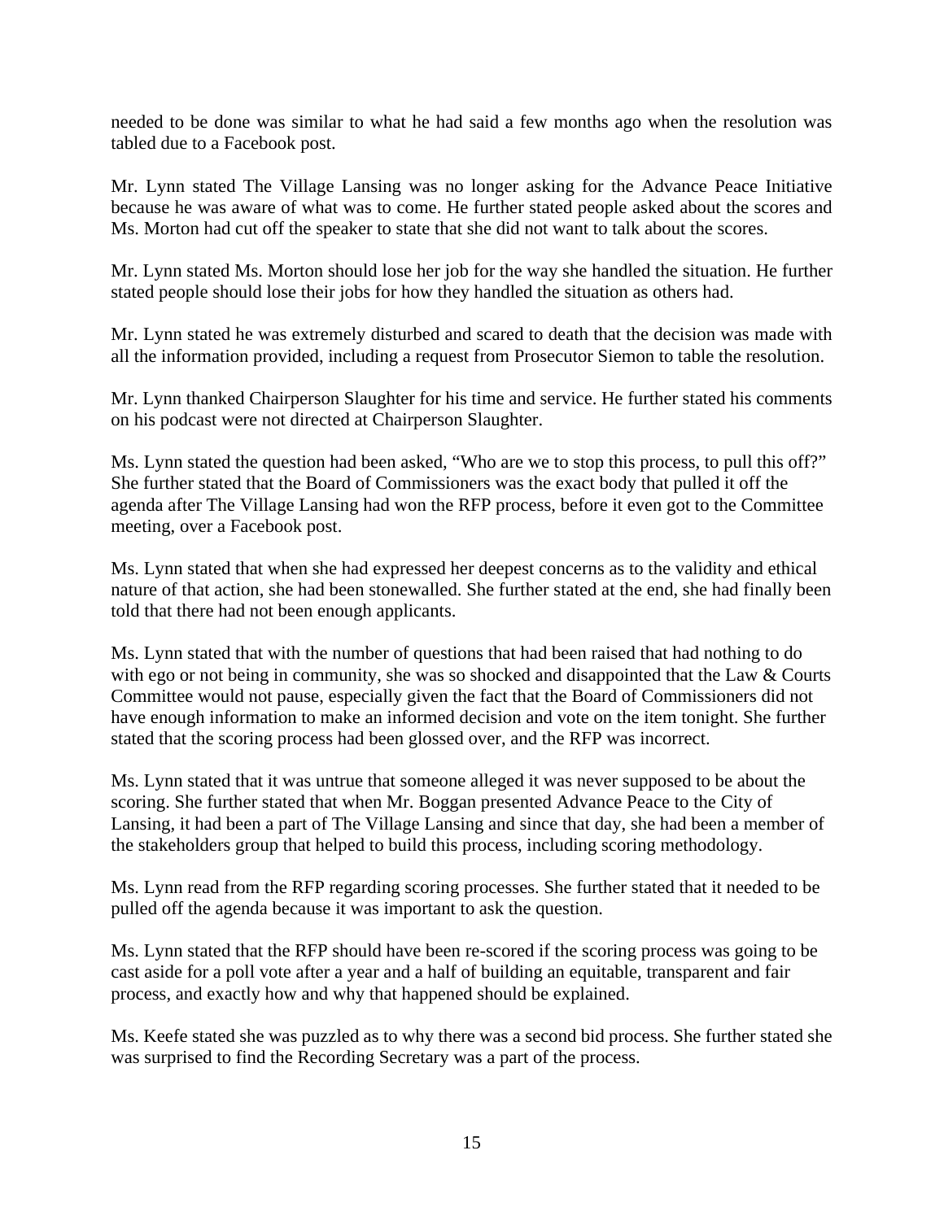needed to be done was similar to what he had said a few months ago when the resolution was tabled due to a Facebook post.

Mr. Lynn stated The Village Lansing was no longer asking for the Advance Peace Initiative because he was aware of what was to come. He further stated people asked about the scores and Ms. Morton had cut off the speaker to state that she did not want to talk about the scores.

Mr. Lynn stated Ms. Morton should lose her job for the way she handled the situation. He further stated people should lose their jobs for how they handled the situation as others had.

Mr. Lynn stated he was extremely disturbed and scared to death that the decision was made with all the information provided, including a request from Prosecutor Siemon to table the resolution.

Mr. Lynn thanked Chairperson Slaughter for his time and service. He further stated his comments on his podcast were not directed at Chairperson Slaughter.

Ms. Lynn stated the question had been asked, "Who are we to stop this process, to pull this off?" She further stated that the Board of Commissioners was the exact body that pulled it off the agenda after The Village Lansing had won the RFP process, before it even got to the Committee meeting, over a Facebook post.

Ms. Lynn stated that when she had expressed her deepest concerns as to the validity and ethical nature of that action, she had been stonewalled. She further stated at the end, she had finally been told that there had not been enough applicants.

Ms. Lynn stated that with the number of questions that had been raised that had nothing to do with ego or not being in community, she was so shocked and disappointed that the Law & Courts Committee would not pause, especially given the fact that the Board of Commissioners did not have enough information to make an informed decision and vote on the item tonight. She further stated that the scoring process had been glossed over, and the RFP was incorrect.

Ms. Lynn stated that it was untrue that someone alleged it was never supposed to be about the scoring. She further stated that when Mr. Boggan presented Advance Peace to the City of Lansing, it had been a part of The Village Lansing and since that day, she had been a member of the stakeholders group that helped to build this process, including scoring methodology.

Ms. Lynn read from the RFP regarding scoring processes. She further stated that it needed to be pulled off the agenda because it was important to ask the question.

Ms. Lynn stated that the RFP should have been re-scored if the scoring process was going to be cast aside for a poll vote after a year and a half of building an equitable, transparent and fair process, and exactly how and why that happened should be explained.

Ms. Keefe stated she was puzzled as to why there was a second bid process. She further stated she was surprised to find the Recording Secretary was a part of the process.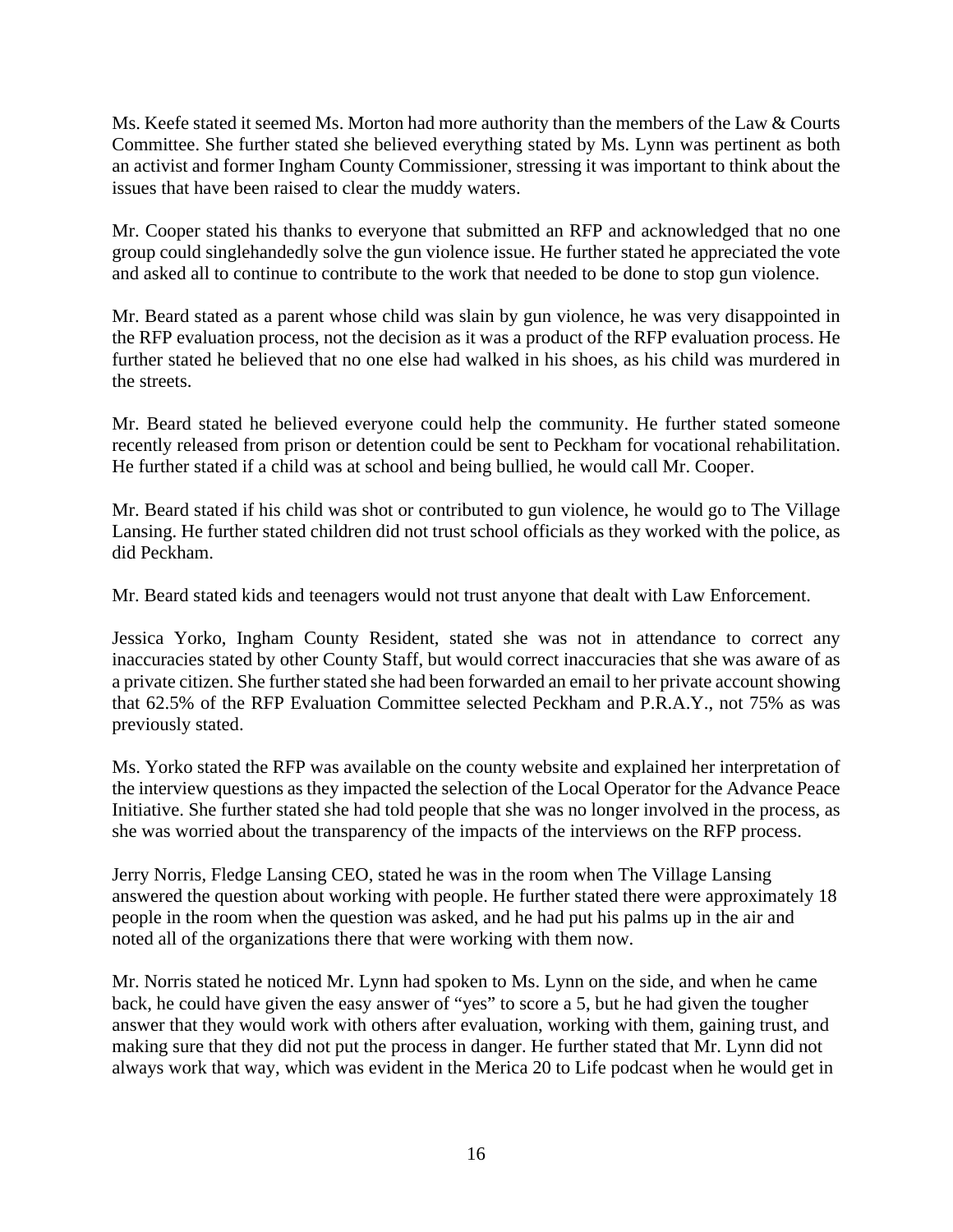Ms. Keefe stated it seemed Ms. Morton had more authority than the members of the Law & Courts Committee. She further stated she believed everything stated by Ms. Lynn was pertinent as both an activist and former Ingham County Commissioner, stressing it was important to think about the issues that have been raised to clear the muddy waters.

Mr. Cooper stated his thanks to everyone that submitted an RFP and acknowledged that no one group could singlehandedly solve the gun violence issue. He further stated he appreciated the vote and asked all to continue to contribute to the work that needed to be done to stop gun violence.

Mr. Beard stated as a parent whose child was slain by gun violence, he was very disappointed in the RFP evaluation process, not the decision as it was a product of the RFP evaluation process. He further stated he believed that no one else had walked in his shoes, as his child was murdered in the streets.

Mr. Beard stated he believed everyone could help the community. He further stated someone recently released from prison or detention could be sent to Peckham for vocational rehabilitation. He further stated if a child was at school and being bullied, he would call Mr. Cooper.

Mr. Beard stated if his child was shot or contributed to gun violence, he would go to The Village Lansing. He further stated children did not trust school officials as they worked with the police, as did Peckham.

Mr. Beard stated kids and teenagers would not trust anyone that dealt with Law Enforcement.

Jessica Yorko, Ingham County Resident, stated she was not in attendance to correct any inaccuracies stated by other County Staff, but would correct inaccuracies that she was aware of as a private citizen. She further stated she had been forwarded an email to her private account showing that 62.5% of the RFP Evaluation Committee selected Peckham and P.R.A.Y., not 75% as was previously stated.

Ms. Yorko stated the RFP was available on the county website and explained her interpretation of the interview questions as they impacted the selection of the Local Operator for the Advance Peace Initiative. She further stated she had told people that she was no longer involved in the process, as she was worried about the transparency of the impacts of the interviews on the RFP process.

Jerry Norris, Fledge Lansing CEO, stated he was in the room when The Village Lansing answered the question about working with people. He further stated there were approximately 18 people in the room when the question was asked, and he had put his palms up in the air and noted all of the organizations there that were working with them now.

Mr. Norris stated he noticed Mr. Lynn had spoken to Ms. Lynn on the side, and when he came back, he could have given the easy answer of "yes" to score a 5, but he had given the tougher answer that they would work with others after evaluation, working with them, gaining trust, and making sure that they did not put the process in danger. He further stated that Mr. Lynn did not always work that way, which was evident in the Merica 20 to Life podcast when he would get in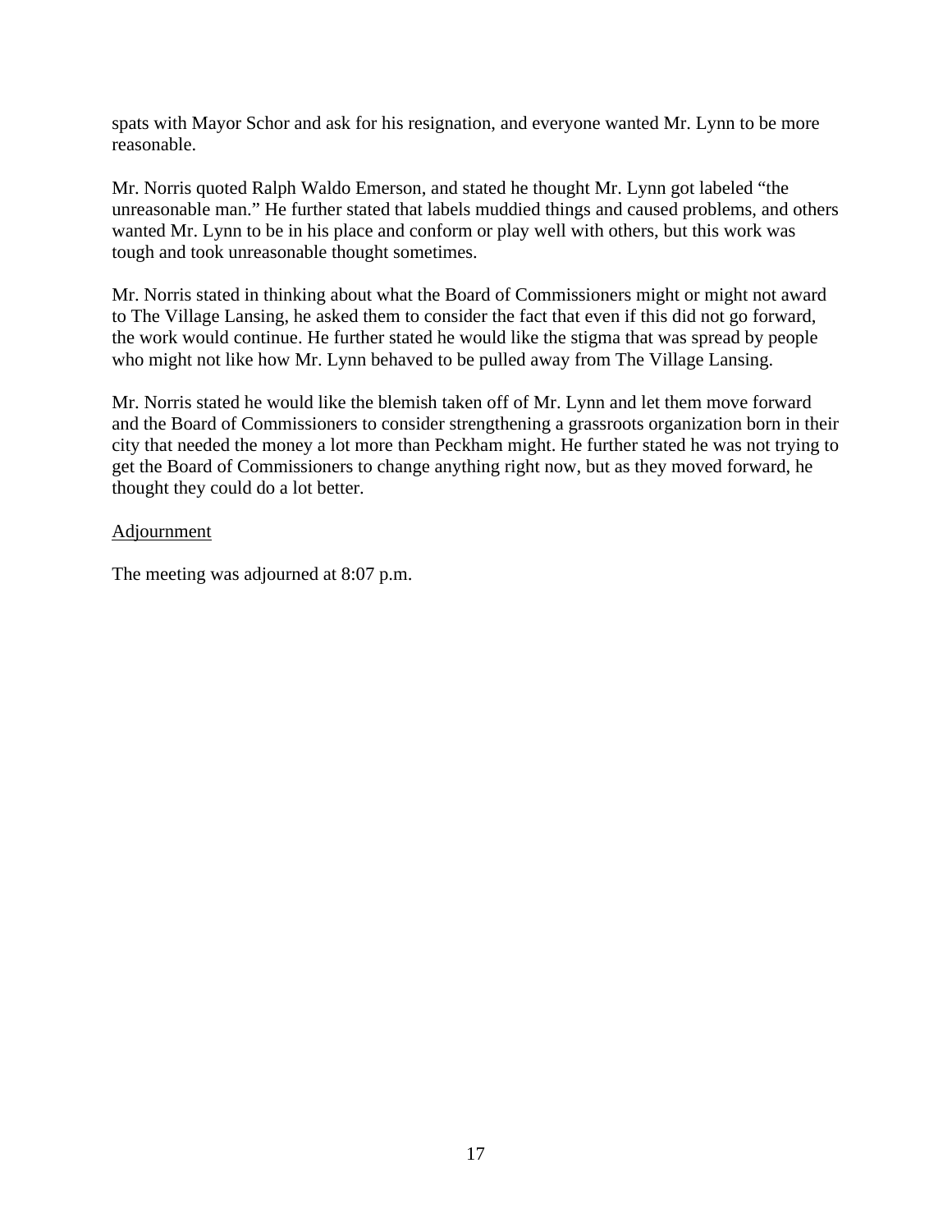spats with Mayor Schor and ask for his resignation, and everyone wanted Mr. Lynn to be more reasonable.

Mr. Norris quoted Ralph Waldo Emerson, and stated he thought Mr. Lynn got labeled "the unreasonable man." He further stated that labels muddied things and caused problems, and others wanted Mr. Lynn to be in his place and conform or play well with others, but this work was tough and took unreasonable thought sometimes.

Mr. Norris stated in thinking about what the Board of Commissioners might or might not award to The Village Lansing, he asked them to consider the fact that even if this did not go forward, the work would continue. He further stated he would like the stigma that was spread by people who might not like how Mr. Lynn behaved to be pulled away from The Village Lansing.

Mr. Norris stated he would like the blemish taken off of Mr. Lynn and let them move forward and the Board of Commissioners to consider strengthening a grassroots organization born in their city that needed the money a lot more than Peckham might. He further stated he was not trying to get the Board of Commissioners to change anything right now, but as they moved forward, he thought they could do a lot better.

<u>Adjournment</u>

The meeting was adjourned at 8:07 p.m.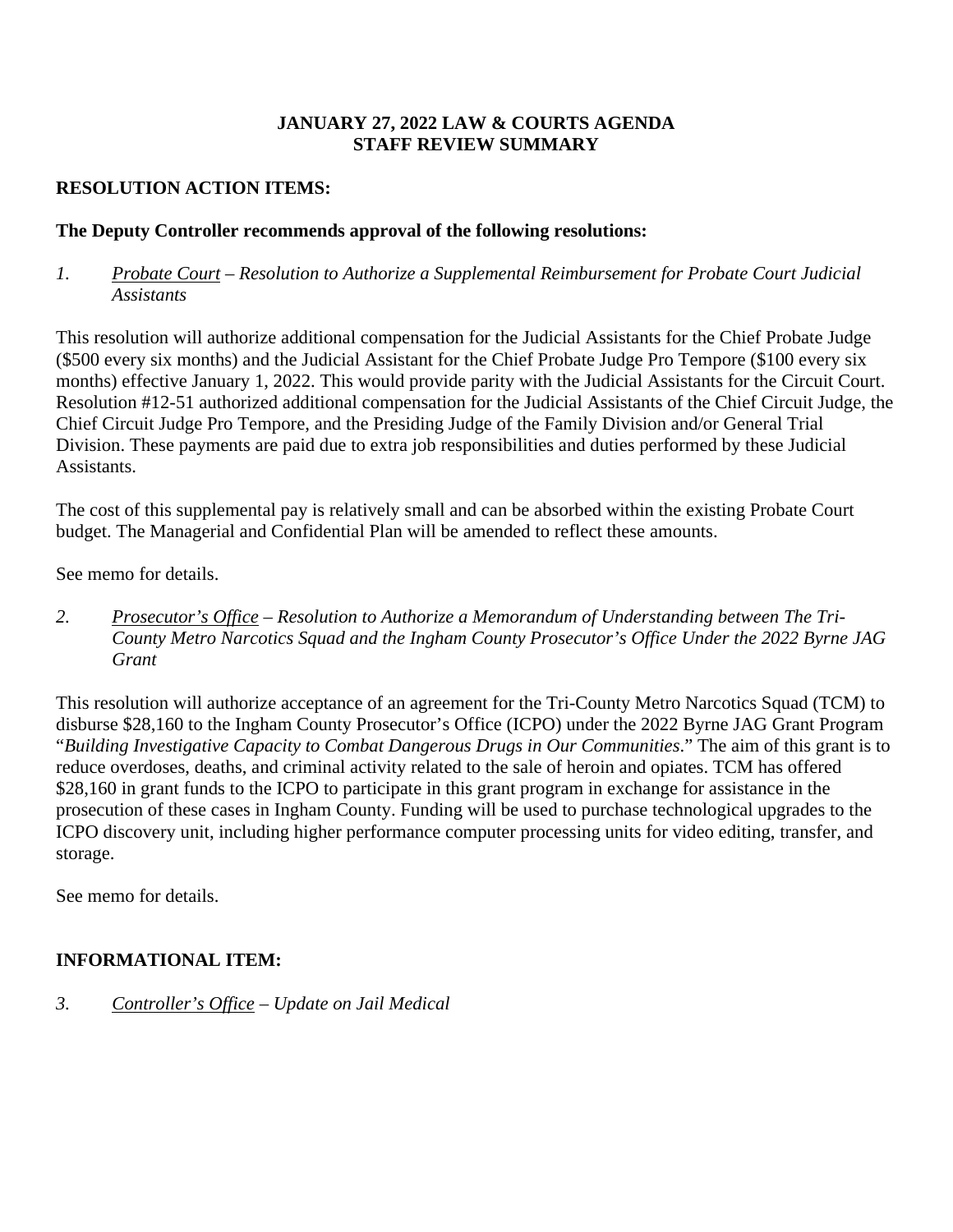**JANUARY 27, 2022 LAW & COURTS AGENDA**
**STAFF REVIEW SUMMARY**

**RESOLUTION ACTION ITEMS:**

**The Deputy Controller recommends approval of the following resolutions:**

*1. Probate Court – Resolution to Authorize a Supplemental Reimbursement for Probate Court Judicial Assistants*

This resolution will authorize additional compensation for the Judicial Assistants for the Chief Probate Judge ($500 every six months) and the Judicial Assistant for the Chief Probate Judge Pro Tempore ($100 every six months) effective January 1, 2022. This would provide parity with the Judicial Assistants for the Circuit Court. Resolution #12-51 authorized additional compensation for the Judicial Assistants of the Chief Circuit Judge, the Chief Circuit Judge Pro Tempore, and the Presiding Judge of the Family Division and/or General Trial Division. These payments are paid due to extra job responsibilities and duties performed by these Judicial Assistants.

The cost of this supplemental pay is relatively small and can be absorbed within the existing Probate Court budget. The Managerial and Confidential Plan will be amended to reflect these amounts.

See memo for details.

*2. Prosecutor's Office – Resolution to Authorize a Memorandum of Understanding between The Tri-County Metro Narcotics Squad and the Ingham County Prosecutor's Office Under the 2022 Byrne JAG Grant*

This resolution will authorize acceptance of an agreement for the Tri-County Metro Narcotics Squad (TCM) to disburse $28,160 to the Ingham County Prosecutor's Office (ICPO) under the 2022 Byrne JAG Grant Program "*Building Investigative Capacity to Combat Dangerous Drugs in Our Communities*." The aim of this grant is to reduce overdoses, deaths, and criminal activity related to the sale of heroin and opiates. TCM has offered $28,160 in grant funds to the ICPO to participate in this grant program in exchange for assistance in the prosecution of these cases in Ingham County. Funding will be used to purchase technological upgrades to the ICPO discovery unit, including higher performance computer processing units for video editing, transfer, and storage.

See memo for details.

**INFORMATIONAL ITEM:**

*3. Controller's Office – Update on Jail Medical*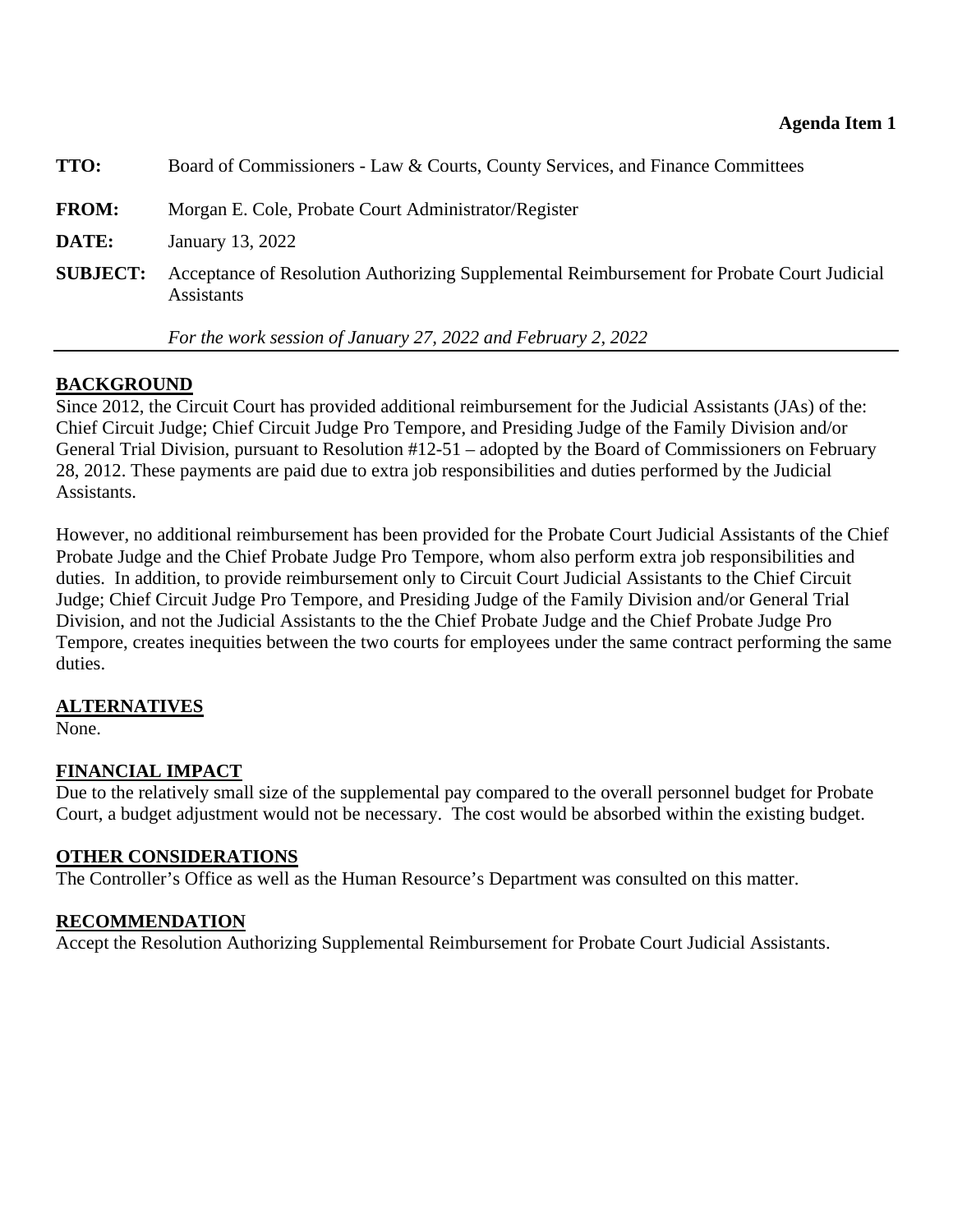**Agenda Item 1**

**TTO:** Board of Commissioners - Law & Courts, County Services, and Finance Committees

**FROM:** Morgan E. Cole, Probate Court Administrator/Register

**DATE:** January 13, 2022

**SUBJECT:** Acceptance of Resolution Authorizing Supplemental Reimbursement for Probate Court Judicial Assistants

*For the work session of January 27, 2022 and February 2, 2022*

---

## BACKGROUND

Since 2012, the Circuit Court has provided additional reimbursement for the Judicial Assistants (JAs) of the: Chief Circuit Judge; Chief Circuit Judge Pro Tempore, and Presiding Judge of the Family Division and/or General Trial Division, pursuant to Resolution #12-51 – adopted by the Board of Commissioners on February 28, 2012. These payments are paid due to extra job responsibilities and duties performed by the Judicial Assistants.

However, no additional reimbursement has been provided for the Probate Court Judicial Assistants of the Chief Probate Judge and the Chief Probate Judge Pro Tempore, whom also perform extra job responsibilities and duties. In addition, to provide reimbursement only to Circuit Court Judicial Assistants to the Chief Circuit Judge; Chief Circuit Judge Pro Tempore, and Presiding Judge of the Family Division and/or General Trial Division, and not the Judicial Assistants to the the Chief Probate Judge and the Chief Probate Judge Pro Tempore, creates inequities between the two courts for employees under the same contract performing the same duties.

## ALTERNATIVES

None.

## FINANCIAL IMPACT

Due to the relatively small size of the supplemental pay compared to the overall personnel budget for Probate Court, a budget adjustment would not be necessary. The cost would be absorbed within the existing budget.

## OTHER CONSIDERATIONS

The Controller's Office as well as the Human Resource's Department was consulted on this matter.

## RECOMMENDATION

Accept the Resolution Authorizing Supplemental Reimbursement for Probate Court Judicial Assistants.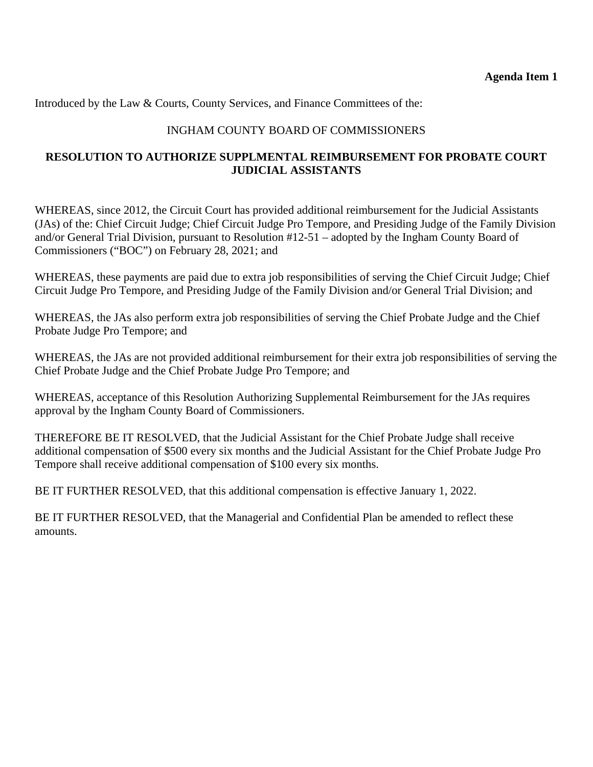**Agenda Item 1**

Introduced by the Law & Courts, County Services, and Finance Committees of the:

INGHAM COUNTY BOARD OF COMMISSIONERS

## RESOLUTION TO AUTHORIZE SUPPLMENTAL REIMBURSEMENT FOR PROBATE COURT JUDICIAL ASSISTANTS

WHEREAS, since 2012, the Circuit Court has provided additional reimbursement for the Judicial Assistants (JAs) of the: Chief Circuit Judge; Chief Circuit Judge Pro Tempore, and Presiding Judge of the Family Division and/or General Trial Division, pursuant to Resolution #12-51 – adopted by the Ingham County Board of Commissioners ("BOC") on February 28, 2021; and

WHEREAS, these payments are paid due to extra job responsibilities of serving the Chief Circuit Judge; Chief Circuit Judge Pro Tempore, and Presiding Judge of the Family Division and/or General Trial Division; and

WHEREAS, the JAs also perform extra job responsibilities of serving the Chief Probate Judge and the Chief Probate Judge Pro Tempore; and

WHEREAS, the JAs are not provided additional reimbursement for their extra job responsibilities of serving the Chief Probate Judge and the Chief Probate Judge Pro Tempore; and

WHEREAS, acceptance of this Resolution Authorizing Supplemental Reimbursement for the JAs requires approval by the Ingham County Board of Commissioners.

THEREFORE BE IT RESOLVED, that the Judicial Assistant for the Chief Probate Judge shall receive additional compensation of $500 every six months and the Judicial Assistant for the Chief Probate Judge Pro Tempore shall receive additional compensation of $100 every six months.

BE IT FURTHER RESOLVED, that this additional compensation is effective January 1, 2022.

BE IT FURTHER RESOLVED, that the Managerial and Confidential Plan be amended to reflect these amounts.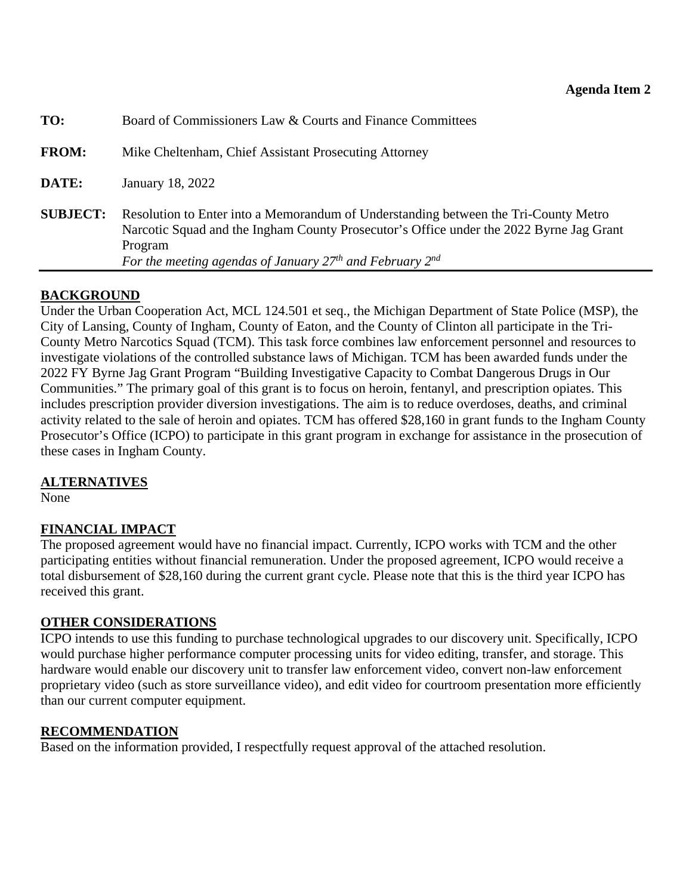**Agenda Item 2**

**TO:** Board of Commissioners Law & Courts and Finance Committees

**FROM:** Mike Cheltenham, Chief Assistant Prosecuting Attorney

**DATE:** January 18, 2022

**SUBJECT:** Resolution to Enter into a Memorandum of Understanding between the Tri-County Metro Narcotic Squad and the Ingham County Prosecutor's Office under the 2022 Byrne Jag Grant Program
*For the meeting agendas of January 27th and February 2nd*

## BACKGROUND

Under the Urban Cooperation Act, MCL 124.501 et seq., the Michigan Department of State Police (MSP), the City of Lansing, County of Ingham, County of Eaton, and the County of Clinton all participate in the Tri-County Metro Narcotics Squad (TCM). This task force combines law enforcement personnel and resources to investigate violations of the controlled substance laws of Michigan. TCM has been awarded funds under the 2022 FY Byrne Jag Grant Program "Building Investigative Capacity to Combat Dangerous Drugs in Our Communities." The primary goal of this grant is to focus on heroin, fentanyl, and prescription opiates. This includes prescription provider diversion investigations. The aim is to reduce overdoses, deaths, and criminal activity related to the sale of heroin and opiates. TCM has offered $28,160 in grant funds to the Ingham County Prosecutor's Office (ICPO) to participate in this grant program in exchange for assistance in the prosecution of these cases in Ingham County.

## ALTERNATIVES

None

## FINANCIAL IMPACT

The proposed agreement would have no financial impact. Currently, ICPO works with TCM and the other participating entities without financial remuneration. Under the proposed agreement, ICPO would receive a total disbursement of $28,160 during the current grant cycle. Please note that this is the third year ICPO has received this grant.

## OTHER CONSIDERATIONS

ICPO intends to use this funding to purchase technological upgrades to our discovery unit. Specifically, ICPO would purchase higher performance computer processing units for video editing, transfer, and storage. This hardware would enable our discovery unit to transfer law enforcement video, convert non-law enforcement proprietary video (such as store surveillance video), and edit video for courtroom presentation more efficiently than our current computer equipment.

## RECOMMENDATION

Based on the information provided, I respectfully request approval of the attached resolution.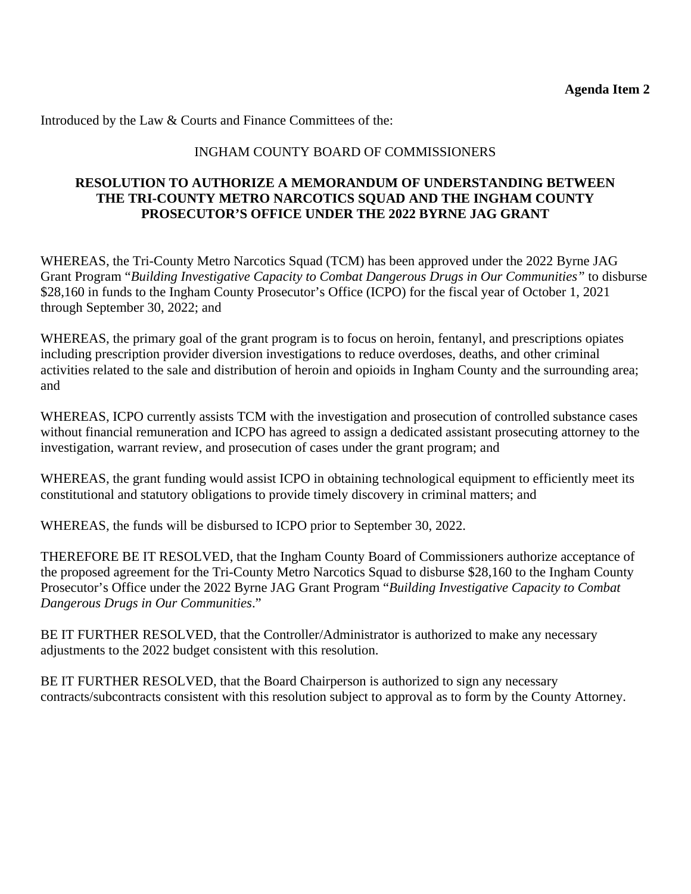**Agenda Item 2**

Introduced by the Law & Courts and Finance Committees of the:

INGHAM COUNTY BOARD OF COMMISSIONERS

**RESOLUTION TO AUTHORIZE A MEMORANDUM OF UNDERSTANDING BETWEEN THE TRI-COUNTY METRO NARCOTICS SQUAD AND THE INGHAM COUNTY PROSECUTOR'S OFFICE UNDER THE 2022 BYRNE JAG GRANT**

WHEREAS, the Tri-County Metro Narcotics Squad (TCM) has been approved under the 2022 Byrne JAG Grant Program "*Building Investigative Capacity to Combat Dangerous Drugs in Our Communities"* to disburse $28,160 in funds to the Ingham County Prosecutor's Office (ICPO) for the fiscal year of October 1, 2021 through September 30, 2022; and

WHEREAS, the primary goal of the grant program is to focus on heroin, fentanyl, and prescriptions opiates including prescription provider diversion investigations to reduce overdoses, deaths, and other criminal activities related to the sale and distribution of heroin and opioids in Ingham County and the surrounding area; and

WHEREAS, ICPO currently assists TCM with the investigation and prosecution of controlled substance cases without financial remuneration and ICPO has agreed to assign a dedicated assistant prosecuting attorney to the investigation, warrant review, and prosecution of cases under the grant program; and

WHEREAS, the grant funding would assist ICPO in obtaining technological equipment to efficiently meet its constitutional and statutory obligations to provide timely discovery in criminal matters; and

WHEREAS, the funds will be disbursed to ICPO prior to September 30, 2022.

THEREFORE BE IT RESOLVED, that the Ingham County Board of Commissioners authorize acceptance of the proposed agreement for the Tri-County Metro Narcotics Squad to disburse $28,160 to the Ingham County Prosecutor's Office under the 2022 Byrne JAG Grant Program "*Building Investigative Capacity to Combat Dangerous Drugs in Our Communities*."

BE IT FURTHER RESOLVED, that the Controller/Administrator is authorized to make any necessary adjustments to the 2022 budget consistent with this resolution.

BE IT FURTHER RESOLVED, that the Board Chairperson is authorized to sign any necessary contracts/subcontracts consistent with this resolution subject to approval as to form by the County Attorney.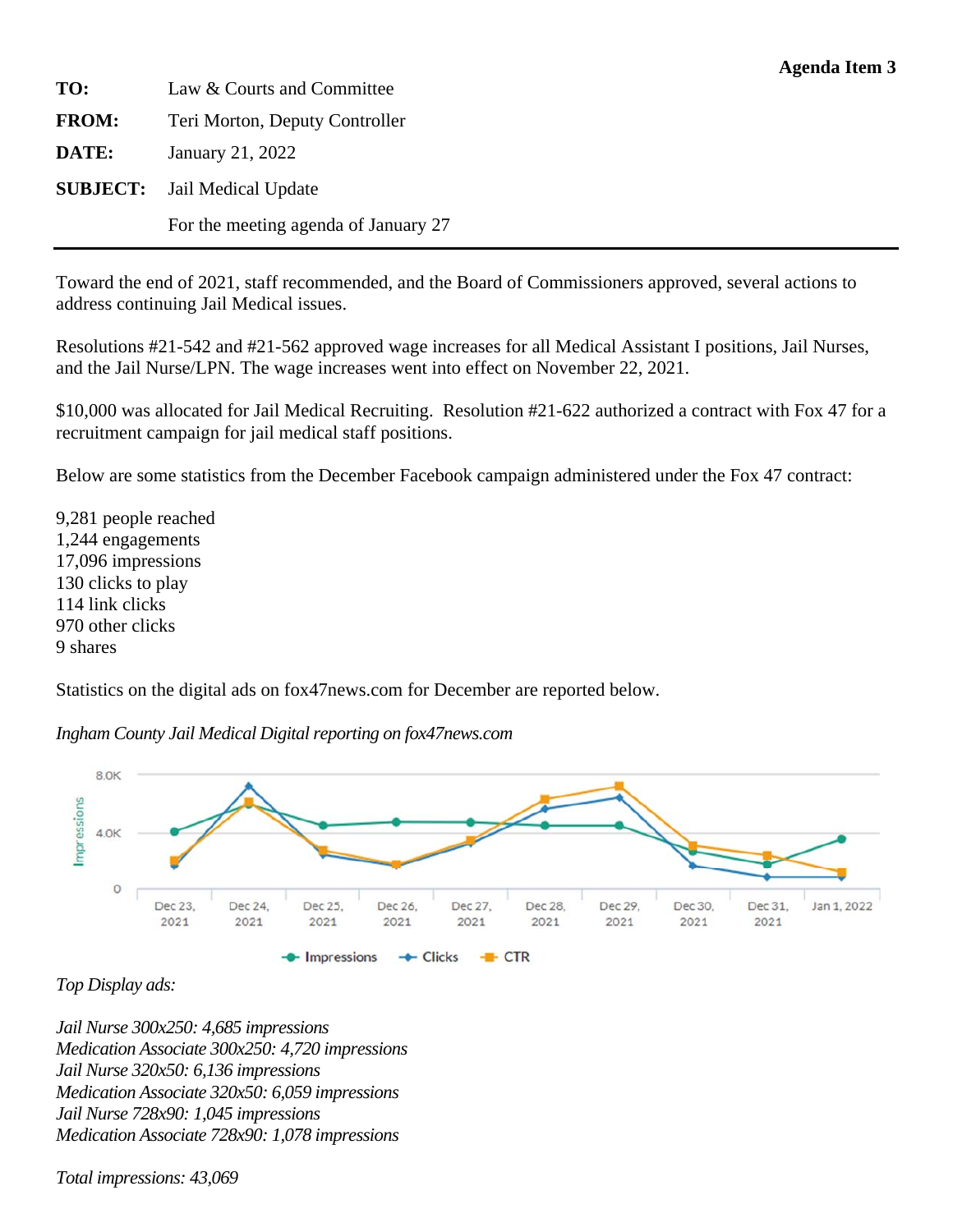**Agenda Item 3**

**TO:** Law & Courts and Committee

**FROM:** Teri Morton, Deputy Controller

**DATE:** January 21, 2022

**SUBJECT:** Jail Medical Update

For the meeting agenda of January 27

---

Toward the end of 2021, staff recommended, and the Board of Commissioners approved, several actions to address continuing Jail Medical issues.

Resolutions #21-542 and #21-562 approved wage increases for all Medical Assistant I positions, Jail Nurses, and the Jail Nurse/LPN. The wage increases went into effect on November 22, 2021.

$10,000 was allocated for Jail Medical Recruiting. Resolution #21-622 authorized a contract with Fox 47 for a recruitment campaign for jail medical staff positions.

Below are some statistics from the December Facebook campaign administered under the Fox 47 contract:

9,281 people reached
1,244 engagements
17,096 impressions
130 clicks to play
114 link clicks
970 other clicks
9 shares

Statistics on the digital ads on fox47news.com for December are reported below.

*Ingham County Jail Medical Digital reporting on fox47news.com*

*Top Display ads:*

*Jail Nurse 300x250: 4,685 impressions*
*Medication Associate 300x250: 4,720 impressions*
*Jail Nurse 320x50: 6,136 impressions*
*Medication Associate 320x50: 6,059 impressions*
*Jail Nurse 728x90: 1,045 impressions*
*Medication Associate 728x90: 1,078 impressions*

*Total impressions: 43,069*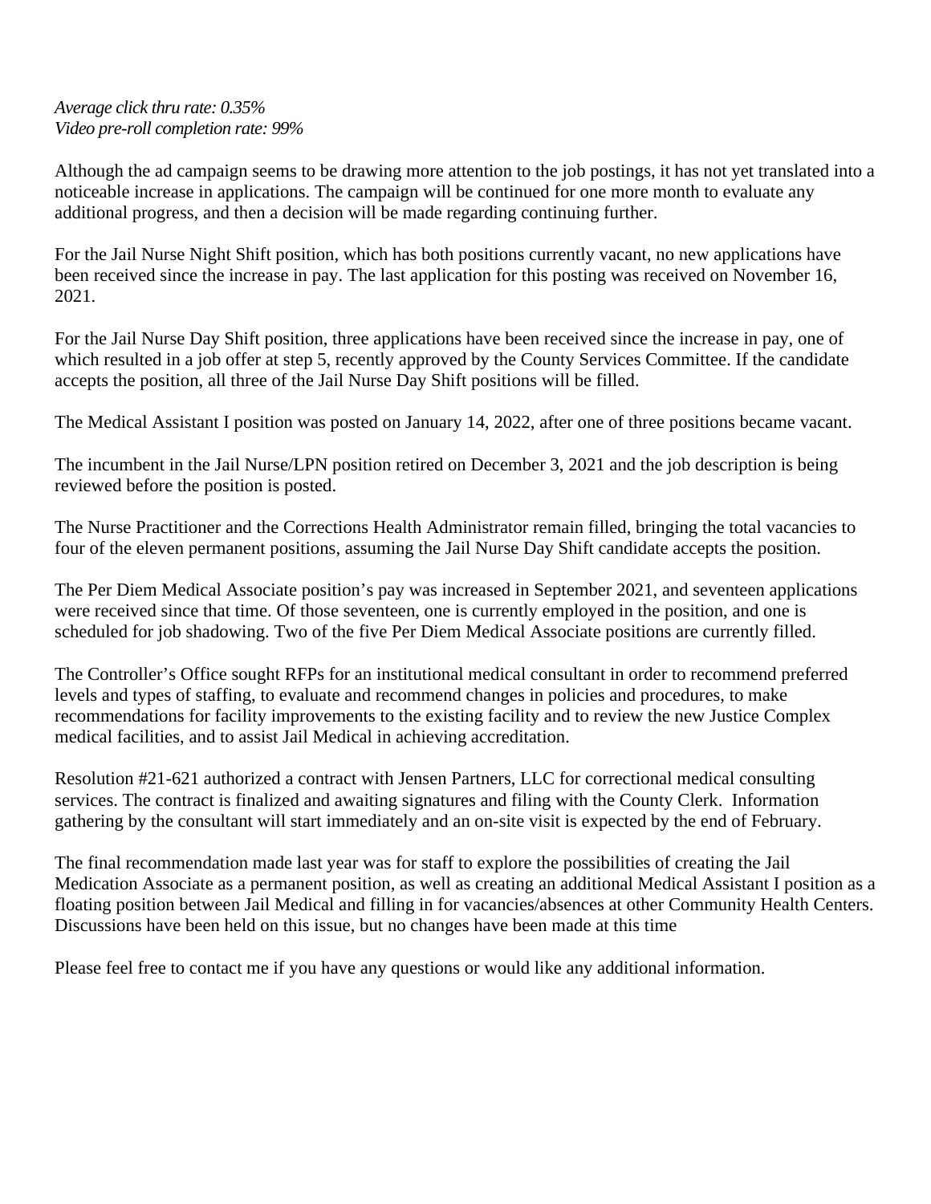*Average click thru rate: 0.35%*
*Video pre-roll completion rate: 99%*

Although the ad campaign seems to be drawing more attention to the job postings, it has not yet translated into a noticeable increase in applications. The campaign will be continued for one more month to evaluate any additional progress, and then a decision will be made regarding continuing further.

For the Jail Nurse Night Shift position, which has both positions currently vacant, no new applications have been received since the increase in pay. The last application for this posting was received on November 16, 2021.

For the Jail Nurse Day Shift position, three applications have been received since the increase in pay, one of which resulted in a job offer at step 5, recently approved by the County Services Committee. If the candidate accepts the position, all three of the Jail Nurse Day Shift positions will be filled.

The Medical Assistant I position was posted on January 14, 2022, after one of three positions became vacant.

The incumbent in the Jail Nurse/LPN position retired on December 3, 2021 and the job description is being reviewed before the position is posted.

The Nurse Practitioner and the Corrections Health Administrator remain filled, bringing the total vacancies to four of the eleven permanent positions, assuming the Jail Nurse Day Shift candidate accepts the position.

The Per Diem Medical Associate position's pay was increased in September 2021, and seventeen applications were received since that time. Of those seventeen, one is currently employed in the position, and one is scheduled for job shadowing. Two of the five Per Diem Medical Associate positions are currently filled.

The Controller's Office sought RFPs for an institutional medical consultant in order to recommend preferred levels and types of staffing, to evaluate and recommend changes in policies and procedures, to make recommendations for facility improvements to the existing facility and to review the new Justice Complex medical facilities, and to assist Jail Medical in achieving accreditation.

Resolution #21-621 authorized a contract with Jensen Partners, LLC for correctional medical consulting services. The contract is finalized and awaiting signatures and filing with the County Clerk. Information gathering by the consultant will start immediately and an on-site visit is expected by the end of February.

The final recommendation made last year was for staff to explore the possibilities of creating the Jail Medication Associate as a permanent position, as well as creating an additional Medical Assistant I position as a floating position between Jail Medical and filling in for vacancies/absences at other Community Health Centers. Discussions have been held on this issue, but no changes have been made at this time

Please feel free to contact me if you have any questions or would like any additional information.